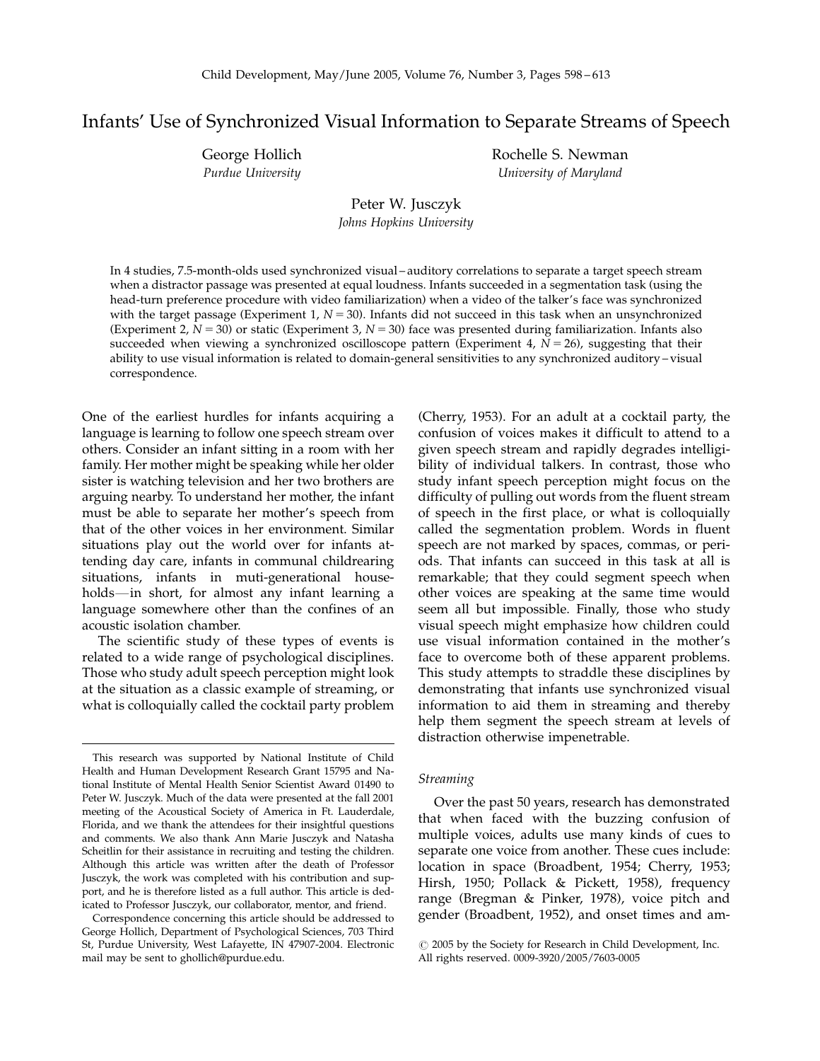# Infants' Use of Synchronized Visual Information to Separate Streams of Speech

George Hollich
*Purdue University*

Rochelle S. Newman
*University of Maryland*

Peter W. Jusczyk
*Johns Hopkins University*

In 4 studies, 7.5-month-olds used synchronized visual–auditory correlations to separate a target speech stream when a distractor passage was presented at equal loudness. Infants succeeded in a segmentation task (using the head-turn preference procedure with video familiarization) when a video of the talker's face was synchronized with the target passage (Experiment 1, $N = 30$). Infants did not succeed in this task when an unsynchronized (Experiment 2, $N = 30$) or static (Experiment 3, $N = 30$) face was presented during familiarization. Infants also succeeded when viewing a synchronized oscilloscope pattern (Experiment 4, $N = 26$), suggesting that their ability to use visual information is related to domain-general sensitivities to any synchronized auditory–visual correspondence.

One of the earliest hurdles for infants acquiring a language is learning to follow one speech stream over others. Consider an infant sitting in a room with her family. Her mother might be speaking while her older sister is watching television and her two brothers are arguing nearby. To understand her mother, the infant must be able to separate her mother's speech from that of the other voices in her environment. Similar situations play out the world over for infants attending day care, infants in communal childrearing situations, infants in muti-generational households—in short, for almost any infant learning a language somewhere other than the confines of an acoustic isolation chamber.

The scientific study of these types of events is related to a wide range of psychological disciplines. Those who study adult speech perception might look at the situation as a classic example of streaming, or what is colloquially called the cocktail party problem (Cherry, 1953). For an adult at a cocktail party, the confusion of voices makes it difficult to attend to a given speech stream and rapidly degrades intelligibility of individual talkers. In contrast, those who study infant speech perception might focus on the difficulty of pulling out words from the fluent stream of speech in the first place, or what is colloquially called the segmentation problem. Words in fluent speech are not marked by spaces, commas, or periods. That infants can succeed in this task at all is remarkable; that they could segment speech when other voices are speaking at the same time would seem all but impossible. Finally, those who study visual speech might emphasize how children could use visual information contained in the mother's face to overcome both of these apparent problems. This study attempts to straddle these disciplines by demonstrating that infants use synchronized visual information to aid them in streaming and thereby help them segment the speech stream at levels of distraction otherwise impenetrable.

### *Streaming*

Over the past 50 years, research has demonstrated that when faced with the buzzing confusion of multiple voices, adults use many kinds of cues to separate one voice from another. These cues include: location in space (Broadbent, 1954; Cherry, 1953; Hirsh, 1950; Pollack & Pickett, 1958), frequency range (Bregman & Pinker, 1978), voice pitch and gender (Broadbent, 1952), and onset times and am-

---

This research was supported by National Institute of Child Health and Human Development Research Grant 15795 and National Institute of Mental Health Senior Scientist Award 01490 to Peter W. Jusczyk. Much of the data were presented at the fall 2001 meeting of the Acoustical Society of America in Ft. Lauderdale, Florida, and we thank the attendees for their insightful questions and comments. We also thank Ann Marie Jusczyk and Natasha Scheitlin for their assistance in recruiting and testing the children. Although this article was written after the death of Professor Jusczyk, the work was completed with his contribution and support, and he is therefore listed as a full author. This article is dedicated to Professor Jusczyk, our collaborator, mentor, and friend.

Correspondence concerning this article should be addressed to George Hollich, Department of Psychological Sciences, 703 Third St, Purdue University, West Lafayette, IN 47907-2004. Electronic mail may be sent to ghollich@purdue.edu.

© 2005 by the Society for Research in Child Development, Inc.
All rights reserved. 0009-3920/2005/7603-0005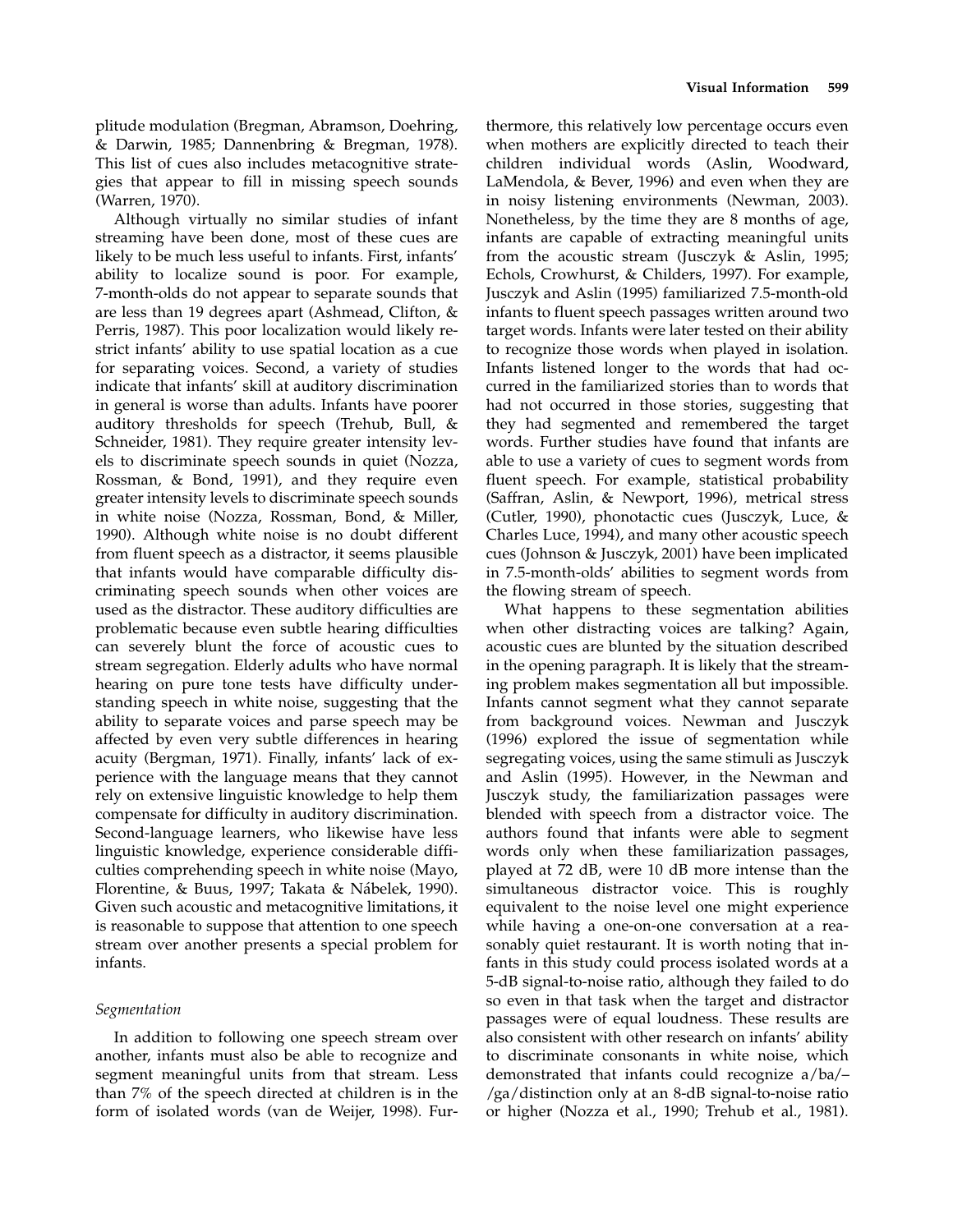plitude modulation (Bregman, Abramson, Doehring, & Darwin, 1985; Dannenbring & Bregman, 1978). This list of cues also includes metacognitive strategies that appear to fill in missing speech sounds (Warren, 1970).

Although virtually no similar studies of infant streaming have been done, most of these cues are likely to be much less useful to infants. First, infants' ability to localize sound is poor. For example, 7-month-olds do not appear to separate sounds that are less than 19 degrees apart (Ashmead, Clifton, & Perris, 1987). This poor localization would likely restrict infants' ability to use spatial location as a cue for separating voices. Second, a variety of studies indicate that infants' skill at auditory discrimination in general is worse than adults. Infants have poorer auditory thresholds for speech (Trehub, Bull, & Schneider, 1981). They require greater intensity levels to discriminate speech sounds in quiet (Nozza, Rossman, & Bond, 1991), and they require even greater intensity levels to discriminate speech sounds in white noise (Nozza, Rossman, Bond, & Miller, 1990). Although white noise is no doubt different from fluent speech as a distractor, it seems plausible that infants would have comparable difficulty discriminating speech sounds when other voices are used as the distractor. These auditory difficulties are problematic because even subtle hearing difficulties can severely blunt the force of acoustic cues to stream segregation. Elderly adults who have normal hearing on pure tone tests have difficulty understanding speech in white noise, suggesting that the ability to separate voices and parse speech may be affected by even very subtle differences in hearing acuity (Bergman, 1971). Finally, infants' lack of experience with the language means that they cannot rely on extensive linguistic knowledge to help them compensate for difficulty in auditory discrimination. Second-language learners, who likewise have less linguistic knowledge, experience considerable difficulties comprehending speech in white noise (Mayo, Florentine, & Buus, 1997; Takata & Nábelek, 1990). Given such acoustic and metacognitive limitations, it is reasonable to suppose that attention to one speech stream over another presents a special problem for infants.

### *Segmentation*

In addition to following one speech stream over another, infants must also be able to recognize and segment meaningful units from that stream. Less than 7% of the speech directed at children is in the form of isolated words (van de Weijer, 1998). Furthermore, this relatively low percentage occurs even when mothers are explicitly directed to teach their children individual words (Aslin, Woodward, LaMendola, & Bever, 1996) and even when they are in noisy listening environments (Newman, 2003). Nonetheless, by the time they are 8 months of age, infants are capable of extracting meaningful units from the acoustic stream (Jusczyk & Aslin, 1995; Echols, Crowhurst, & Childers, 1997). For example, Jusczyk and Aslin (1995) familiarized 7.5-month-old infants to fluent speech passages written around two target words. Infants were later tested on their ability to recognize those words when played in isolation. Infants listened longer to the words that had occurred in the familiarized stories than to words that had not occurred in those stories, suggesting that they had segmented and remembered the target words. Further studies have found that infants are able to use a variety of cues to segment words from fluent speech. For example, statistical probability (Saffran, Aslin, & Newport, 1996), metrical stress (Cutler, 1990), phonotactic cues (Jusczyk, Luce, & Charles Luce, 1994), and many other acoustic speech cues (Johnson & Jusczyk, 2001) have been implicated in 7.5-month-olds' abilities to segment words from the flowing stream of speech.

What happens to these segmentation abilities when other distracting voices are talking? Again, acoustic cues are blunted by the situation described in the opening paragraph. It is likely that the streaming problem makes segmentation all but impossible. Infants cannot segment what they cannot separate from background voices. Newman and Jusczyk (1996) explored the issue of segmentation while segregating voices, using the same stimuli as Jusczyk and Aslin (1995). However, in the Newman and Jusczyk study, the familiarization passages were blended with speech from a distractor voice. The authors found that infants were able to segment words only when these familiarization passages, played at 72 dB, were 10 dB more intense than the simultaneous distractor voice. This is roughly equivalent to the noise level one might experience while having a one-on-one conversation at a reasonably quiet restaurant. It is worth noting that infants in this study could process isolated words at a 5-dB signal-to-noise ratio, although they failed to do so even in that task when the target and distractor passages were of equal loudness. These results are also consistent with other research on infants' ability to discriminate consonants in white noise, which demonstrated that infants could recognize a/ba/–/ga/distinction only at an 8-dB signal-to-noise ratio or higher (Nozza et al., 1990; Trehub et al., 1981).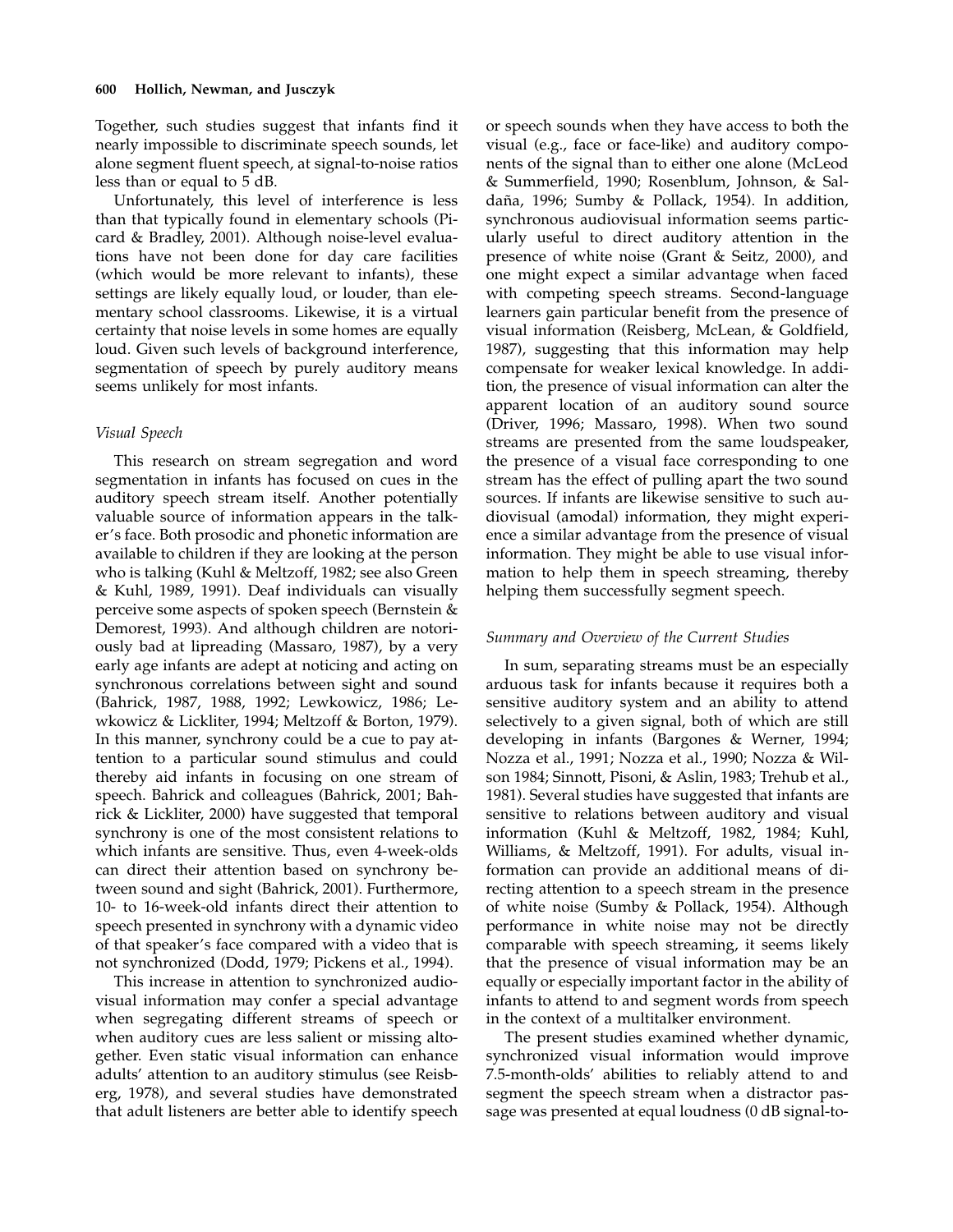Together, such studies suggest that infants find it nearly impossible to discriminate speech sounds, let alone segment fluent speech, at signal-to-noise ratios less than or equal to 5 dB.

Unfortunately, this level of interference is less than that typically found in elementary schools (Picard & Bradley, 2001). Although noise-level evaluations have not been done for day care facilities (which would be more relevant to infants), these settings are likely equally loud, or louder, than elementary school classrooms. Likewise, it is a virtual certainty that noise levels in some homes are equally loud. Given such levels of background interference, segmentation of speech by purely auditory means seems unlikely for most infants.

### *Visual Speech*

This research on stream segregation and word segmentation in infants has focused on cues in the auditory speech stream itself. Another potentially valuable source of information appears in the talker's face. Both prosodic and phonetic information are available to children if they are looking at the person who is talking (Kuhl & Meltzoff, 1982; see also Green & Kuhl, 1989, 1991). Deaf individuals can visually perceive some aspects of spoken speech (Bernstein & Demorest, 1993). And although children are notoriously bad at lipreading (Massaro, 1987), by a very early age infants are adept at noticing and acting on synchronous correlations between sight and sound (Bahrick, 1987, 1988, 1992; Lewkowicz, 1986; Lewkowicz & Lickliter, 1994; Meltzoff & Borton, 1979). In this manner, synchrony could be a cue to pay attention to a particular sound stimulus and could thereby aid infants in focusing on one stream of speech. Bahrick and colleagues (Bahrick, 2001; Bahrick & Lickliter, 2000) have suggested that temporal synchrony is one of the most consistent relations to which infants are sensitive. Thus, even 4-week-olds can direct their attention based on synchrony between sound and sight (Bahrick, 2001). Furthermore, 10- to 16-week-old infants direct their attention to speech presented in synchrony with a dynamic video of that speaker's face compared with a video that is not synchronized (Dodd, 1979; Pickens et al., 1994).

This increase in attention to synchronized audiovisual information may confer a special advantage when segregating different streams of speech or when auditory cues are less salient or missing altogether. Even static visual information can enhance adults' attention to an auditory stimulus (see Reisberg, 1978), and several studies have demonstrated that adult listeners are better able to identify speech or speech sounds when they have access to both the visual (e.g., face or face-like) and auditory components of the signal than to either one alone (McLeod & Summerfield, 1990; Rosenblum, Johnson, & Saldaña, 1996; Sumby & Pollack, 1954). In addition, synchronous audiovisual information seems particularly useful to direct auditory attention in the presence of white noise (Grant & Seitz, 2000), and one might expect a similar advantage when faced with competing speech streams. Second-language learners gain particular benefit from the presence of visual information (Reisberg, McLean, & Goldfield, 1987), suggesting that this information may help compensate for weaker lexical knowledge. In addition, the presence of visual information can alter the apparent location of an auditory sound source (Driver, 1996; Massaro, 1998). When two sound streams are presented from the same loudspeaker, the presence of a visual face corresponding to one stream has the effect of pulling apart the two sound sources. If infants are likewise sensitive to such audiovisual (amodal) information, they might experience a similar advantage from the presence of visual information. They might be able to use visual information to help them in speech streaming, thereby helping them successfully segment speech.

### *Summary and Overview of the Current Studies*

In sum, separating streams must be an especially arduous task for infants because it requires both a sensitive auditory system and an ability to attend selectively to a given signal, both of which are still developing in infants (Bargones & Werner, 1994; Nozza et al., 1991; Nozza et al., 1990; Nozza & Wilson 1984; Sinnott, Pisoni, & Aslin, 1983; Trehub et al., 1981). Several studies have suggested that infants are sensitive to relations between auditory and visual information (Kuhl & Meltzoff, 1982, 1984; Kuhl, Williams, & Meltzoff, 1991). For adults, visual information can provide an additional means of directing attention to a speech stream in the presence of white noise (Sumby & Pollack, 1954). Although performance in white noise may not be directly comparable with speech streaming, it seems likely that the presence of visual information may be an equally or especially important factor in the ability of infants to attend to and segment words from speech in the context of a multitalker environment.

The present studies examined whether dynamic, synchronized visual information would improve 7.5-month-olds' abilities to reliably attend to and segment the speech stream when a distractor passage was presented at equal loudness (0 dB signal-to-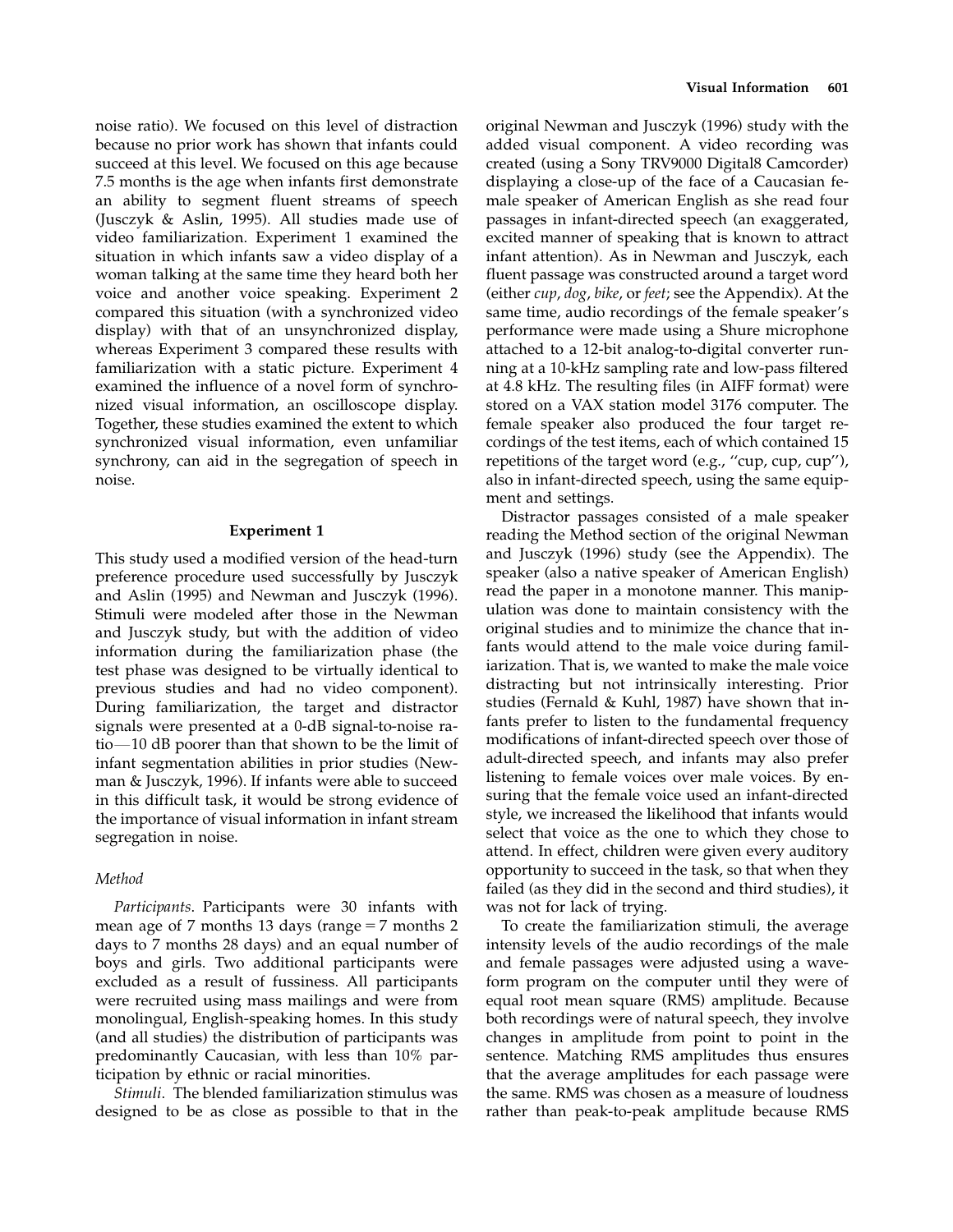noise ratio). We focused on this level of distraction because no prior work has shown that infants could succeed at this level. We focused on this age because 7.5 months is the age when infants first demonstrate an ability to segment fluent streams of speech (Jusczyk & Aslin, 1995). All studies made use of video familiarization. Experiment 1 examined the situation in which infants saw a video display of a woman talking at the same time they heard both her voice and another voice speaking. Experiment 2 compared this situation (with a synchronized video display) with that of an unsynchronized display, whereas Experiment 3 compared these results with familiarization with a static picture. Experiment 4 examined the influence of a novel form of synchronized visual information, an oscilloscope display. Together, these studies examined the extent to which synchronized visual information, even unfamiliar synchrony, can aid in the segregation of speech in noise.

## Experiment 1

This study used a modified version of the head-turn preference procedure used successfully by Jusczyk and Aslin (1995) and Newman and Jusczyk (1996). Stimuli were modeled after those in the Newman and Jusczyk study, but with the addition of video information during the familiarization phase (the test phase was designed to be virtually identical to previous studies and had no video component). During familiarization, the target and distractor signals were presented at a 0-dB signal-to-noise ratio—10 dB poorer than that shown to be the limit of infant segmentation abilities in prior studies (Newman & Jusczyk, 1996). If infants were able to succeed in this difficult task, it would be strong evidence of the importance of visual information in infant stream segregation in noise.

### Method

*Participants*. Participants were 30 infants with mean age of 7 months 13 days (range = 7 months 2 days to 7 months 28 days) and an equal number of boys and girls. Two additional participants were excluded as a result of fussiness. All participants were recruited using mass mailings and were from monolingual, English-speaking homes. In this study (and all studies) the distribution of participants was predominantly Caucasian, with less than 10% participation by ethnic or racial minorities.

*Stimuli*. The blended familiarization stimulus was designed to be as close as possible to that in the original Newman and Jusczyk (1996) study with the added visual component. A video recording was created (using a Sony TRV9000 Digital8 Camcorder) displaying a close-up of the face of a Caucasian female speaker of American English as she read four passages in infant-directed speech (an exaggerated, excited manner of speaking that is known to attract infant attention). As in Newman and Jusczyk, each fluent passage was constructed around a target word (either *cup*, *dog*, *bike*, or *feet*; see the Appendix). At the same time, audio recordings of the female speaker's performance were made using a Shure microphone attached to a 12-bit analog-to-digital converter running at a 10-kHz sampling rate and low-pass filtered at 4.8 kHz. The resulting files (in AIFF format) were stored on a VAX station model 3176 computer. The female speaker also produced the four target recordings of the test items, each of which contained 15 repetitions of the target word (e.g., ''cup, cup, cup''), also in infant-directed speech, using the same equipment and settings.

Distractor passages consisted of a male speaker reading the Method section of the original Newman and Jusczyk (1996) study (see the Appendix). The speaker (also a native speaker of American English) read the paper in a monotone manner. This manipulation was done to maintain consistency with the original studies and to minimize the chance that infants would attend to the male voice during familiarization. That is, we wanted to make the male voice distracting but not intrinsically interesting. Prior studies (Fernald & Kuhl, 1987) have shown that infants prefer to listen to the fundamental frequency modifications of infant-directed speech over those of adult-directed speech, and infants may also prefer listening to female voices over male voices. By ensuring that the female voice used an infant-directed style, we increased the likelihood that infants would select that voice as the one to which they chose to attend. In effect, children were given every auditory opportunity to succeed in the task, so that when they failed (as they did in the second and third studies), it was not for lack of trying.

To create the familiarization stimuli, the average intensity levels of the audio recordings of the male and female passages were adjusted using a waveform program on the computer until they were of equal root mean square (RMS) amplitude. Because both recordings were of natural speech, they involve changes in amplitude from point to point in the sentence. Matching RMS amplitudes thus ensures that the average amplitudes for each passage were the same. RMS was chosen as a measure of loudness rather than peak-to-peak amplitude because RMS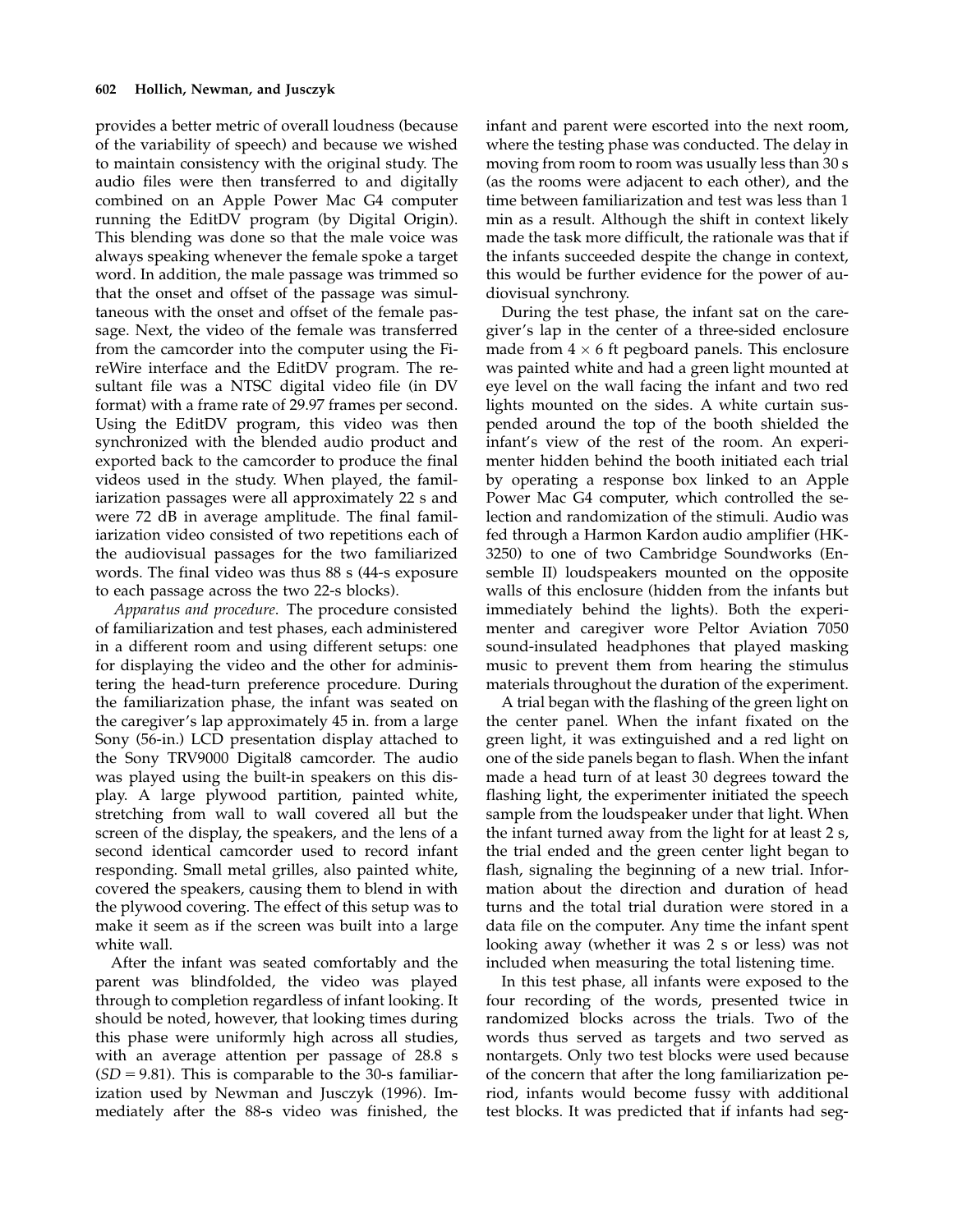provides a better metric of overall loudness (because of the variability of speech) and because we wished to maintain consistency with the original study. The audio files were then transferred to and digitally combined on an Apple Power Mac G4 computer running the EditDV program (by Digital Origin). This blending was done so that the male voice was always speaking whenever the female spoke a target word. In addition, the male passage was trimmed so that the onset and offset of the passage was simultaneous with the onset and offset of the female passage. Next, the video of the female was transferred from the camcorder into the computer using the FireWire interface and the EditDV program. The resultant file was a NTSC digital video file (in DV format) with a frame rate of 29.97 frames per second. Using the EditDV program, this video was then synchronized with the blended audio product and exported back to the camcorder to produce the final videos used in the study. When played, the familiarization passages were all approximately 22 s and were 72 dB in average amplitude. The final familiarization video consisted of two repetitions each of the audiovisual passages for the two familiarized words. The final video was thus 88 s (44-s exposure to each passage across the two 22-s blocks).

*Apparatus and procedure*. The procedure consisted of familiarization and test phases, each administered in a different room and using different setups: one for displaying the video and the other for administering the head-turn preference procedure. During the familiarization phase, the infant was seated on the caregiver's lap approximately 45 in. from a large Sony (56-in.) LCD presentation display attached to the Sony TRV9000 Digital8 camcorder. The audio was played using the built-in speakers on this display. A large plywood partition, painted white, stretching from wall to wall covered all but the screen of the display, the speakers, and the lens of a second identical camcorder used to record infant responding. Small metal grilles, also painted white, covered the speakers, causing them to blend in with the plywood covering. The effect of this setup was to make it seem as if the screen was built into a large white wall.

After the infant was seated comfortably and the parent was blindfolded, the video was played through to completion regardless of infant looking. It should be noted, however, that looking times during this phase were uniformly high across all studies, with an average attention per passage of 28.8 s ($SD = 9.81$). This is comparable to the 30-s familiarization used by Newman and Jusczyk (1996). Immediately after the 88-s video was finished, the infant and parent were escorted into the next room, where the testing phase was conducted. The delay in moving from room to room was usually less than 30 s (as the rooms were adjacent to each other), and the time between familiarization and test was less than 1 min as a result. Although the shift in context likely made the task more difficult, the rationale was that if the infants succeeded despite the change in context, this would be further evidence for the power of audiovisual synchrony.

During the test phase, the infant sat on the caregiver's lap in the center of a three-sided enclosure made from $4 \times 6$ ft pegboard panels. This enclosure was painted white and had a green light mounted at eye level on the wall facing the infant and two red lights mounted on the sides. A white curtain suspended around the top of the booth shielded the infant's view of the rest of the room. An experimenter hidden behind the booth initiated each trial by operating a response box linked to an Apple Power Mac G4 computer, which controlled the selection and randomization of the stimuli. Audio was fed through a Harmon Kardon audio amplifier (HK-3250) to one of two Cambridge Soundworks (Ensemble II) loudspeakers mounted on the opposite walls of this enclosure (hidden from the infants but immediately behind the lights). Both the experimenter and caregiver wore Peltor Aviation 7050 sound-insulated headphones that played masking music to prevent them from hearing the stimulus materials throughout the duration of the experiment.

A trial began with the flashing of the green light on the center panel. When the infant fixated on the green light, it was extinguished and a red light on one of the side panels began to flash. When the infant made a head turn of at least 30 degrees toward the flashing light, the experimenter initiated the speech sample from the loudspeaker under that light. When the infant turned away from the light for at least 2 s, the trial ended and the green center light began to flash, signaling the beginning of a new trial. Information about the direction and duration of head turns and the total trial duration were stored in a data file on the computer. Any time the infant spent looking away (whether it was 2 s or less) was not included when measuring the total listening time.

In this test phase, all infants were exposed to the four recording of the words, presented twice in randomized blocks across the trials. Two of the words thus served as targets and two served as nontargets. Only two test blocks were used because of the concern that after the long familiarization period, infants would become fussy with additional test blocks. It was predicted that if infants had seg-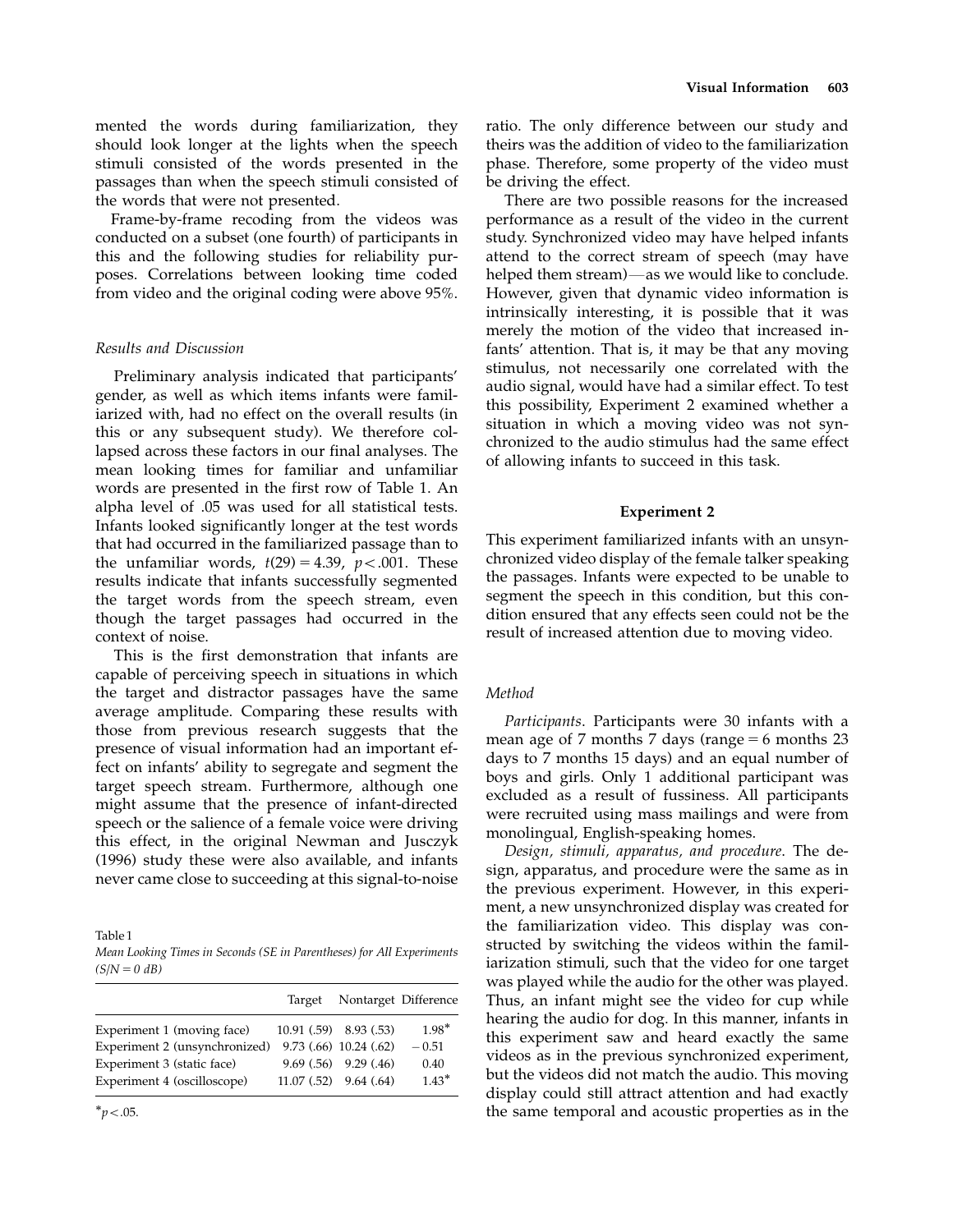mented the words during familiarization, they should look longer at the lights when the speech stimuli consisted of the words presented in the passages than when the speech stimuli consisted of the words that were not presented.

Frame-by-frame recoding from the videos was conducted on a subset (one fourth) of participants in this and the following studies for reliability purposes. Correlations between looking time coded from video and the original coding were above 95%.

### *Results and Discussion*

Preliminary analysis indicated that participants' gender, as well as which items infants were familiarized with, had no effect on the overall results (in this or any subsequent study). We therefore collapsed across these factors in our final analyses. The mean looking times for familiar and unfamiliar words are presented in the first row of Table 1. An alpha level of .05 was used for all statistical tests. Infants looked significantly longer at the test words that had occurred in the familiarized passage than to the unfamiliar words, $t(29) = 4.39$, $p < .001$. These results indicate that infants successfully segmented the target words from the speech stream, even though the target passages had occurred in the context of noise.

This is the first demonstration that infants are capable of perceiving speech in situations in which the target and distractor passages have the same average amplitude. Comparing these results with those from previous research suggests that the presence of visual information had an important effect on infants' ability to segregate and segment the target speech stream. Furthermore, although one might assume that the presence of infant-directed speech or the salience of a female voice were driving this effect, in the original Newman and Jusczyk (1996) study these were also available, and infants never came close to succeeding at this signal-to-noise ratio. The only difference between our study and theirs was the addition of video to the familiarization phase. Therefore, some property of the video must be driving the effect.

Table 1
*Mean Looking Times in Seconds (SE in Parentheses) for All Experiments (S/N = 0 dB)*

| | Target | Nontarget | Difference |
|---|---|---|---|
| Experiment 1 (moving face) | 10.91 (.59) | 8.93 (.53) | 1.98* |
| Experiment 2 (unsynchronized) | 9.73 (.66) | 10.24 (.62) | −0.51 |
| Experiment 3 (static face) | 9.69 (.56) | 9.29 (.46) | 0.40 |
| Experiment 4 (oscilloscope) | 11.07 (.52) | 9.64 (.64) | 1.43* |

*$p < .05$.

There are two possible reasons for the increased performance as a result of the video in the current study. Synchronized video may have helped infants attend to the correct stream of speech (may have helped them stream)—as we would like to conclude. However, given that dynamic video information is intrinsically interesting, it is possible that it was merely the motion of the video that increased infants' attention. That is, it may be that any moving stimulus, not necessarily one correlated with the audio signal, would have had a similar effect. To test this possibility, Experiment 2 examined whether a situation in which a moving video was not synchronized to the audio stimulus had the same effect of allowing infants to succeed in this task.

## Experiment 2

This experiment familiarized infants with an unsynchronized video display of the female talker speaking the passages. Infants were expected to be unable to segment the speech in this condition, but this condition ensured that any effects seen could not be the result of increased attention due to moving video.

### *Method*

*Participants*. Participants were 30 infants with a mean age of 7 months 7 days (range = 6 months 23 days to 7 months 15 days) and an equal number of boys and girls. Only 1 additional participant was excluded as a result of fussiness. All participants were recruited using mass mailings and were from monolingual, English-speaking homes.

*Design, stimuli, apparatus, and procedure*. The design, apparatus, and procedure were the same as in the previous experiment. However, in this experiment, a new unsynchronized display was created for the familiarization video. This display was constructed by switching the videos within the familiarization stimuli, such that the video for one target was played while the audio for the other was played. Thus, an infant might see the video for cup while hearing the audio for dog. In this manner, infants in this experiment saw and heard exactly the same videos as in the previous synchronized experiment, but the videos did not match the audio. This moving display could still attract attention and had exactly the same temporal and acoustic properties as in the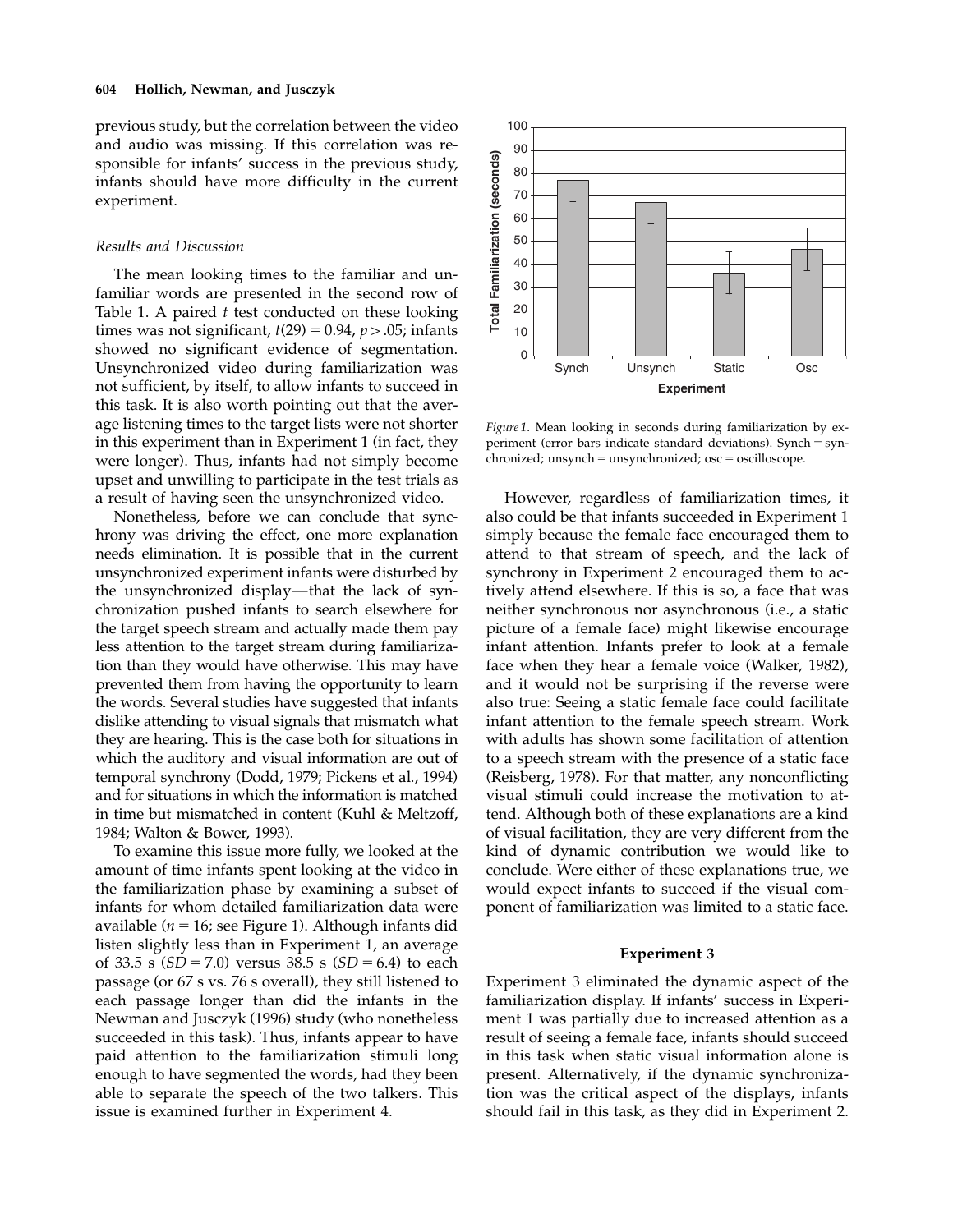previous study, but the correlation between the video and audio was missing. If this correlation was responsible for infants' success in the previous study, infants should have more difficulty in the current experiment.

### *Results and Discussion*

The mean looking times to the familiar and unfamiliar words are presented in the second row of Table 1. A paired *t* test conducted on these looking times was not significant, $t(29) = 0.94$, $p > .05$; infants showed no significant evidence of segmentation. Unsynchronized video during familiarization was not sufficient, by itself, to allow infants to succeed in this task. It is also worth pointing out that the average listening times to the target lists were not shorter in this experiment than in Experiment 1 (in fact, they were longer). Thus, infants had not simply become upset and unwilling to participate in the test trials as a result of having seen the unsynchronized video.

Nonetheless, before we can conclude that synchrony was driving the effect, one more explanation needs elimination. It is possible that in the current unsynchronized experiment infants were disturbed by the unsynchronized display—that the lack of synchronization pushed infants to search elsewhere for the target speech stream and actually made them pay less attention to the target stream during familiarization than they would have otherwise. This may have prevented them from having the opportunity to learn the words. Several studies have suggested that infants dislike attending to visual signals that mismatch what they are hearing. This is the case both for situations in which the auditory and visual information are out of temporal synchrony (Dodd, 1979; Pickens et al., 1994) and for situations in which the information is matched in time but mismatched in content (Kuhl & Meltzoff, 1984; Walton & Bower, 1993).

To examine this issue more fully, we looked at the amount of time infants spent looking at the video in the familiarization phase by examining a subset of infants for whom detailed familiarization data were available ($n = 16$; see Figure 1). Although infants did listen slightly less than in Experiment 1, an average of 33.5 s ($SD = 7.0$) versus 38.5 s ($SD = 6.4$) to each passage (or 67 s vs. 76 s overall), they still listened to each passage longer than did the infants in the Newman and Jusczyk (1996) study (who nonetheless succeeded in this task). Thus, infants appear to have paid attention to the familiarization stimuli long enough to have segmented the words, had they been able to separate the speech of the two talkers. This issue is examined further in Experiment 4.

*Figure 1.* Mean looking in seconds during familiarization by experiment (error bars indicate standard deviations). Synch = synchronized; unsynch = unsynchronized; osc = oscilloscope.

However, regardless of familiarization times, it also could be that infants succeeded in Experiment 1 simply because the female face encouraged them to attend to that stream of speech, and the lack of synchrony in Experiment 2 encouraged them to actively attend elsewhere. If this is so, a face that was neither synchronous nor asynchronous (i.e., a static picture of a female face) might likewise encourage infant attention. Infants prefer to look at a female face when they hear a female voice (Walker, 1982), and it would not be surprising if the reverse were also true: Seeing a static female face could facilitate infant attention to the female speech stream. Work with adults has shown some facilitation of attention to a speech stream with the presence of a static face (Reisberg, 1978). For that matter, any nonconflicting visual stimuli could increase the motivation to attend. Although both of these explanations are a kind of visual facilitation, they are very different from the kind of dynamic contribution we would like to conclude. Were either of these explanations true, we would expect infants to succeed if the visual component of familiarization was limited to a static face.

## Experiment 3

Experiment 3 eliminated the dynamic aspect of the familiarization display. If infants' success in Experiment 1 was partially due to increased attention as a result of seeing a female face, infants should succeed in this task when static visual information alone is present. Alternatively, if the dynamic synchronization was the critical aspect of the displays, infants should fail in this task, as they did in Experiment 2.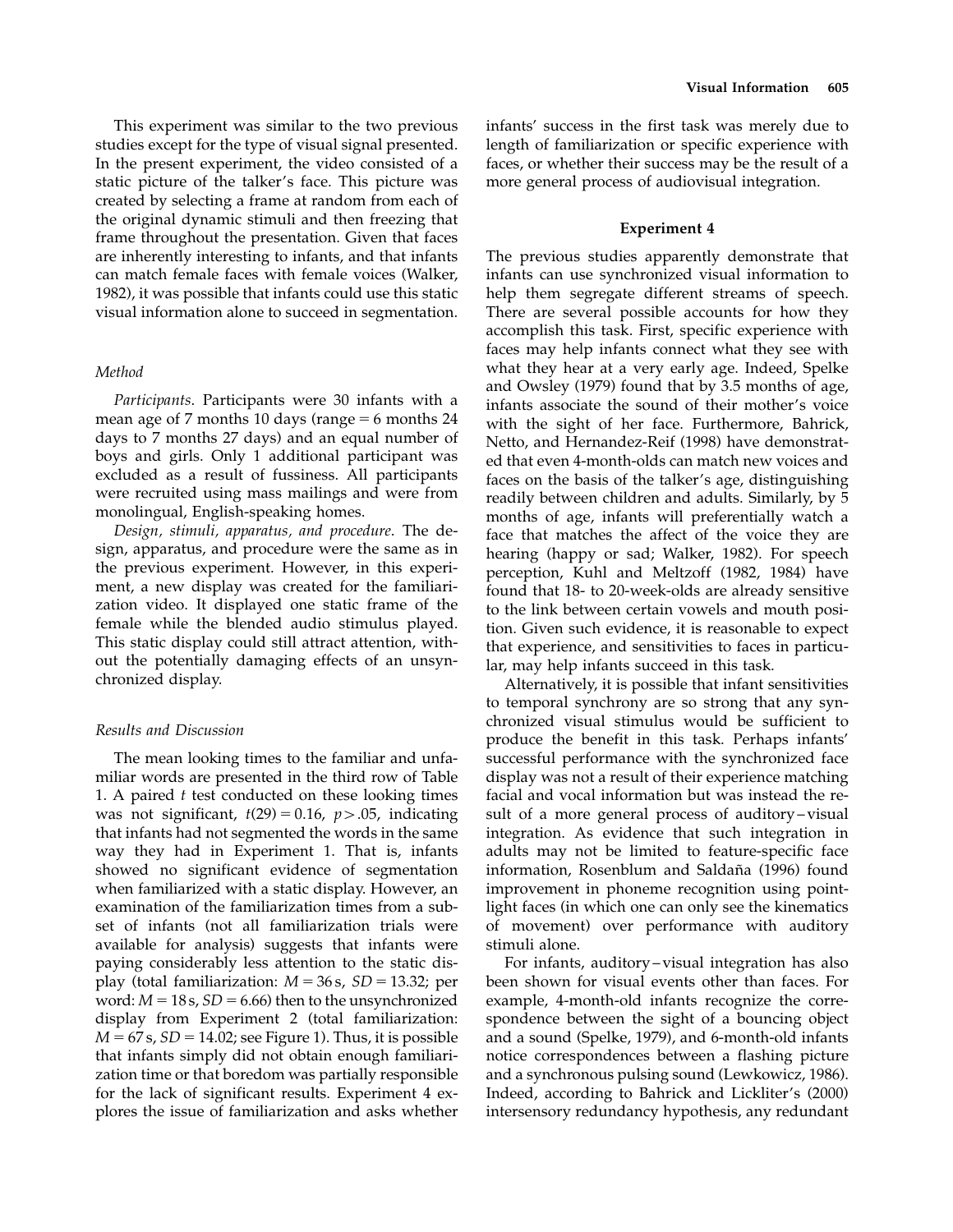This experiment was similar to the two previous studies except for the type of visual signal presented. In the present experiment, the video consisted of a static picture of the talker's face. This picture was created by selecting a frame at random from each of the original dynamic stimuli and then freezing that frame throughout the presentation. Given that faces are inherently interesting to infants, and that infants can match female faces with female voices (Walker, 1982), it was possible that infants could use this static visual information alone to succeed in segmentation.

### Method

*Participants*. Participants were 30 infants with a mean age of 7 months 10 days (range = 6 months 24 days to 7 months 27 days) and an equal number of boys and girls. Only 1 additional participant was excluded as a result of fussiness. All participants were recruited using mass mailings and were from monolingual, English-speaking homes.

*Design, stimuli, apparatus, and procedure*. The design, apparatus, and procedure were the same as in the previous experiment. However, in this experiment, a new display was created for the familiarization video. It displayed one static frame of the female while the blended audio stimulus played. This static display could still attract attention, without the potentially damaging effects of an unsynchronized display.

### Results and Discussion

The mean looking times to the familiar and unfamiliar words are presented in the third row of Table 1. A paired $t$ test conducted on these looking times was not significant, $t(29) = 0.16$, $p > .05$, indicating that infants had not segmented the words in the same way they had in Experiment 1. That is, infants showed no significant evidence of segmentation when familiarized with a static display. However, an examination of the familiarization times from a subset of infants (not all familiarization trials were available for analysis) suggests that infants were paying considerably less attention to the static display (total familiarization: $M = 36$ s, $SD = 13.32$; per word: $M = 18$ s, $SD = 6.66$) then to the unsynchronized display from Experiment 2 (total familiarization: $M = 67$ s, $SD = 14.02$; see Figure 1). Thus, it is possible that infants simply did not obtain enough familiarization time or that boredom was partially responsible for the lack of significant results. Experiment 4 explores the issue of familiarization and asks whether infants' success in the first task was merely due to length of familiarization or specific experience with faces, or whether their success may be the result of a more general process of audiovisual integration.

## Experiment 4

The previous studies apparently demonstrate that infants can use synchronized visual information to help them segregate different streams of speech. There are several possible accounts for how they accomplish this task. First, specific experience with faces may help infants connect what they see with what they hear at a very early age. Indeed, Spelke and Owsley (1979) found that by 3.5 months of age, infants associate the sound of their mother's voice with the sight of her face. Furthermore, Bahrick, Netto, and Hernandez-Reif (1998) have demonstrated that even 4-month-olds can match new voices and faces on the basis of the talker's age, distinguishing readily between children and adults. Similarly, by 5 months of age, infants will preferentially watch a face that matches the affect of the voice they are hearing (happy or sad; Walker, 1982). For speech perception, Kuhl and Meltzoff (1982, 1984) have found that 18- to 20-week-olds are already sensitive to the link between certain vowels and mouth position. Given such evidence, it is reasonable to expect that experience, and sensitivities to faces in particular, may help infants succeed in this task.

Alternatively, it is possible that infant sensitivities to temporal synchrony are so strong that any synchronized visual stimulus would be sufficient to produce the benefit in this task. Perhaps infants' successful performance with the synchronized face display was not a result of their experience matching facial and vocal information but was instead the result of a more general process of auditory–visual integration. As evidence that such integration in adults may not be limited to feature-specific face information, Rosenblum and Saldaña (1996) found improvement in phoneme recognition using point-light faces (in which one can only see the kinematics of movement) over performance with auditory stimuli alone.

For infants, auditory–visual integration has also been shown for visual events other than faces. For example, 4-month-old infants recognize the correspondence between the sight of a bouncing object and a sound (Spelke, 1979), and 6-month-old infants notice correspondences between a flashing picture and a synchronous pulsing sound (Lewkowicz, 1986). Indeed, according to Bahrick and Lickliter's (2000) intersensory redundancy hypothesis, any redundant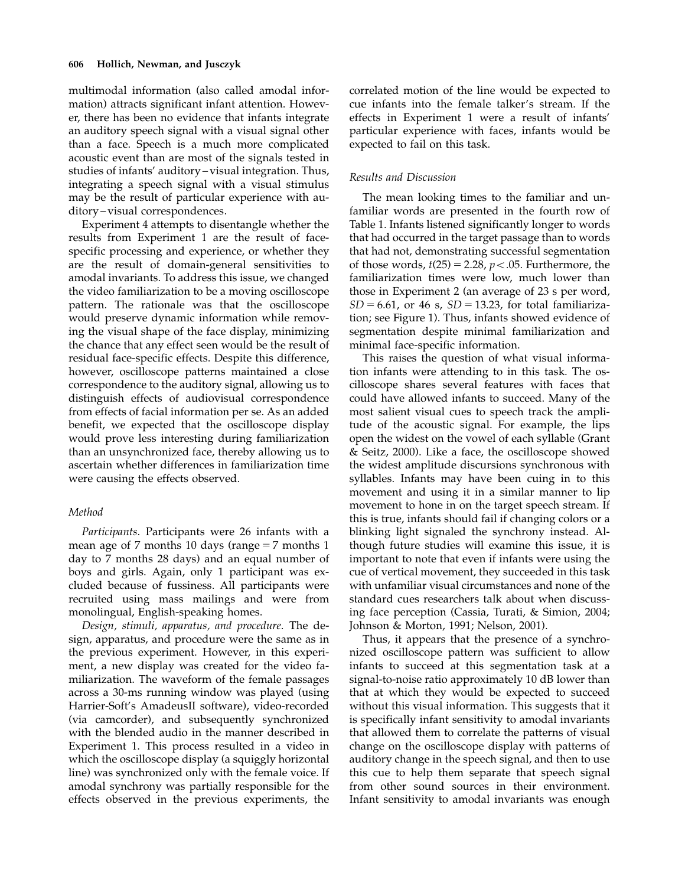multimodal information (also called amodal information) attracts significant infant attention. However, there has been no evidence that infants integrate an auditory speech signal with a visual signal other than a face. Speech is a much more complicated acoustic event than are most of the signals tested in studies of infants' auditory–visual integration. Thus, integrating a speech signal with a visual stimulus may be the result of particular experience with auditory–visual correspondences.

Experiment 4 attempts to disentangle whether the results from Experiment 1 are the result of face-specific processing and experience, or whether they are the result of domain-general sensitivities to amodal invariants. To address this issue, we changed the video familiarization to be a moving oscilloscope pattern. The rationale was that the oscilloscope would preserve dynamic information while removing the visual shape of the face display, minimizing the chance that any effect seen would be the result of residual face-specific effects. Despite this difference, however, oscilloscope patterns maintained a close correspondence to the auditory signal, allowing us to distinguish effects of audiovisual correspondence from effects of facial information per se. As an added benefit, we expected that the oscilloscope display would prove less interesting during familiarization than an unsynchronized face, thereby allowing us to ascertain whether differences in familiarization time were causing the effects observed.

### Method

*Participants*. Participants were 26 infants with a mean age of 7 months 10 days (range = 7 months 1 day to 7 months 28 days) and an equal number of boys and girls. Again, only 1 participant was excluded because of fussiness. All participants were recruited using mass mailings and were from monolingual, English-speaking homes.

*Design, stimuli, apparatus, and procedure*. The design, apparatus, and procedure were the same as in the previous experiment. However, in this experiment, a new display was created for the video familiarization. The waveform of the female passages across a 30-ms running window was played (using Harrier-Soft's AmadeusII software), video-recorded (via camcorder), and subsequently synchronized with the blended audio in the manner described in Experiment 1. This process resulted in a video in which the oscilloscope display (a squiggly horizontal line) was synchronized only with the female voice. If amodal synchrony was partially responsible for the effects observed in the previous experiments, the correlated motion of the line would be expected to cue infants into the female talker's stream. If the effects in Experiment 1 were a result of infants' particular experience with faces, infants would be expected to fail on this task.

### Results and Discussion

The mean looking times to the familiar and unfamiliar words are presented in the fourth row of Table 1. Infants listened significantly longer to words that had occurred in the target passage than to words that had not, demonstrating successful segmentation of those words, $t(25) = 2.28$, $p < .05$. Furthermore, the familiarization times were low, much lower than those in Experiment 2 (an average of 23 s per word, $SD = 6.61$, or 46 s, $SD = 13.23$, for total familiarization; see Figure 1). Thus, infants showed evidence of segmentation despite minimal familiarization and minimal face-specific information.

This raises the question of what visual information infants were attending to in this task. The oscilloscope shares several features with faces that could have allowed infants to succeed. Many of the most salient visual cues to speech track the amplitude of the acoustic signal. For example, the lips open the widest on the vowel of each syllable (Grant & Seitz, 2000). Like a face, the oscilloscope showed the widest amplitude discursions synchronous with syllables. Infants may have been cuing in to this movement and using it in a similar manner to lip movement to hone in on the target speech stream. If this is true, infants should fail if changing colors or a blinking light signaled the synchrony instead. Although future studies will examine this issue, it is important to note that even if infants were using the cue of vertical movement, they succeeded in this task with unfamiliar visual circumstances and none of the standard cues researchers talk about when discussing face perception (Cassia, Turati, & Simion, 2004; Johnson & Morton, 1991; Nelson, 2001).

Thus, it appears that the presence of a synchronized oscilloscope pattern was sufficient to allow infants to succeed at this segmentation task at a signal-to-noise ratio approximately 10 dB lower than that at which they would be expected to succeed without this visual information. This suggests that it is specifically infant sensitivity to amodal invariants that allowed them to correlate the patterns of visual change on the oscilloscope display with patterns of auditory change in the speech signal, and then to use this cue to help them separate that speech signal from other sound sources in their environment. Infant sensitivity to amodal invariants was enough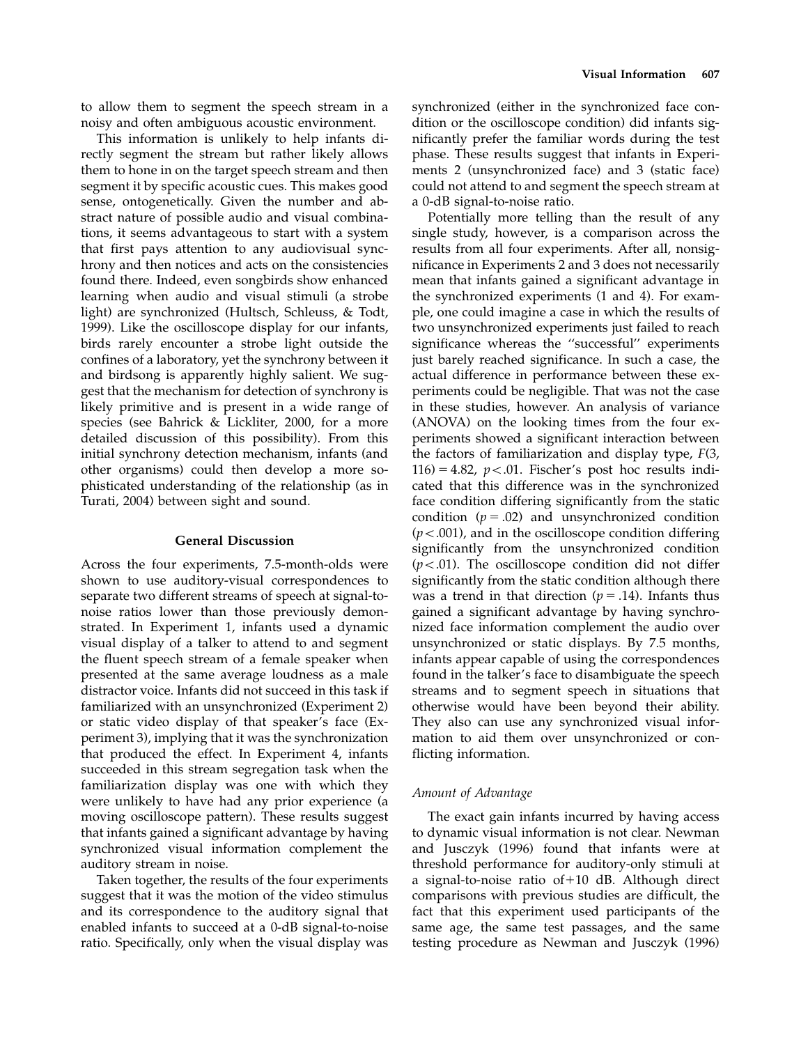to allow them to segment the speech stream in a noisy and often ambiguous acoustic environment.

This information is unlikely to help infants directly segment the stream but rather likely allows them to hone in on the target speech stream and then segment it by specific acoustic cues. This makes good sense, ontogenetically. Given the number and abstract nature of possible audio and visual combinations, it seems advantageous to start with a system that first pays attention to any audiovisual synchrony and then notices and acts on the consistencies found there. Indeed, even songbirds show enhanced learning when audio and visual stimuli (a strobe light) are synchronized (Hultsch, Schleuss, & Todt, 1999). Like the oscilloscope display for our infants, birds rarely encounter a strobe light outside the confines of a laboratory, yet the synchrony between it and birdsong is apparently highly salient. We suggest that the mechanism for detection of synchrony is likely primitive and is present in a wide range of species (see Bahrick & Lickliter, 2000, for a more detailed discussion of this possibility). From this initial synchrony detection mechanism, infants (and other organisms) could then develop a more sophisticated understanding of the relationship (as in Turati, 2004) between sight and sound.

## General Discussion

Across the four experiments, 7.5-month-olds were shown to use auditory-visual correspondences to separate two different streams of speech at signal-to-noise ratios lower than those previously demonstrated. In Experiment 1, infants used a dynamic visual display of a talker to attend to and segment the fluent speech stream of a female speaker when presented at the same average loudness as a male distractor voice. Infants did not succeed in this task if familiarized with an unsynchronized (Experiment 2) or static video display of that speaker's face (Experiment 3), implying that it was the synchronization that produced the effect. In Experiment 4, infants succeeded in this stream segregation task when the familiarization display was one with which they were unlikely to have had any prior experience (a moving oscilloscope pattern). These results suggest that infants gained a significant advantage by having synchronized visual information complement the auditory stream in noise.

Taken together, the results of the four experiments suggest that it was the motion of the video stimulus and its correspondence to the auditory signal that enabled infants to succeed at a 0-dB signal-to-noise ratio. Specifically, only when the visual display was synchronized (either in the synchronized face condition or the oscilloscope condition) did infants significantly prefer the familiar words during the test phase. These results suggest that infants in Experiments 2 (unsynchronized face) and 3 (static face) could not attend to and segment the speech stream at a 0-dB signal-to-noise ratio.

Potentially more telling than the result of any single study, however, is a comparison across the results from all four experiments. After all, nonsignificance in Experiments 2 and 3 does not necessarily mean that infants gained a significant advantage in the synchronized experiments (1 and 4). For example, one could imagine a case in which the results of two unsynchronized experiments just failed to reach significance whereas the "successful" experiments just barely reached significance. In such a case, the actual difference in performance between these experiments could be negligible. That was not the case in these studies, however. An analysis of variance (ANOVA) on the looking times from the four experiments showed a significant interaction between the factors of familiarization and display type, $F(3, 116) = 4.82$, $p < .01$. Fischer's post hoc results indicated that this difference was in the synchronized face condition differing significantly from the static condition ($p = .02$) and unsynchronized condition ($p < .001$), and in the oscilloscope condition differing significantly from the unsynchronized condition ($p < .01$). The oscilloscope condition did not differ significantly from the static condition although there was a trend in that direction ($p = .14$). Infants thus gained a significant advantage by having synchronized face information complement the audio over unsynchronized or static displays. By 7.5 months, infants appear capable of using the correspondences found in the talker's face to disambiguate the speech streams and to segment speech in situations that otherwise would have been beyond their ability. They also can use any synchronized visual information to aid them over unsynchronized or conflicting information.

### *Amount of Advantage*

The exact gain infants incurred by having access to dynamic visual information is not clear. Newman and Jusczyk (1996) found that infants were at threshold performance for auditory-only stimuli at a signal-to-noise ratio of +10 dB. Although direct comparisons with previous studies are difficult, the fact that this experiment used participants of the same age, the same test passages, and the same testing procedure as Newman and Jusczyk (1996)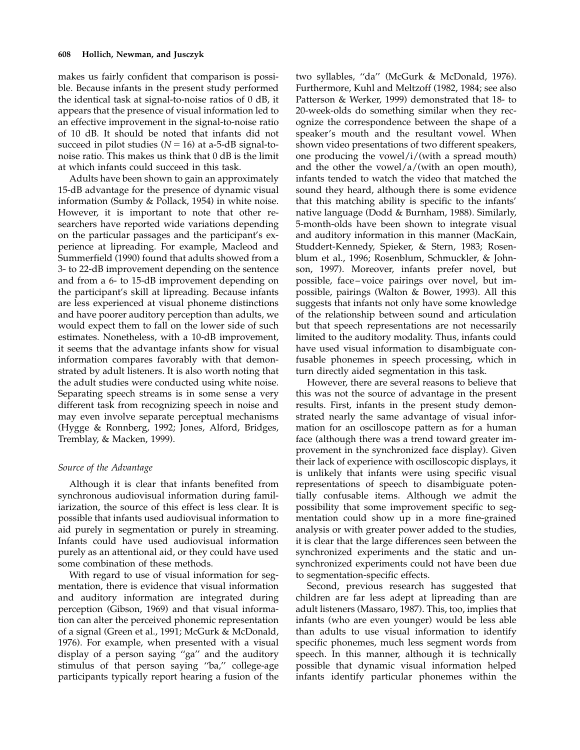makes us fairly confident that comparison is possible. Because infants in the present study performed the identical task at signal-to-noise ratios of 0 dB, it appears that the presence of visual information led to an effective improvement in the signal-to-noise ratio of 10 dB. It should be noted that infants did not succeed in pilot studies ($N = 16$) at a-5-dB signal-to-noise ratio. This makes us think that 0 dB is the limit at which infants could succeed in this task.

Adults have been shown to gain an approximately 15-dB advantage for the presence of dynamic visual information (Sumby & Pollack, 1954) in white noise. However, it is important to note that other researchers have reported wide variations depending on the particular passages and the participant's experience at lipreading. For example, Macleod and Summerfield (1990) found that adults showed from a 3- to 22-dB improvement depending on the sentence and from a 6- to 15-dB improvement depending on the participant's skill at lipreading. Because infants are less experienced at visual phoneme distinctions and have poorer auditory perception than adults, we would expect them to fall on the lower side of such estimates. Nonetheless, with a 10-dB improvement, it seems that the advantage infants show for visual information compares favorably with that demonstrated by adult listeners. It is also worth noting that the adult studies were conducted using white noise. Separating speech streams is in some sense a very different task from recognizing speech in noise and may even involve separate perceptual mechanisms (Hygge & Ronnberg, 1992; Jones, Alford, Bridges, Tremblay, & Macken, 1999).

### *Source of the Advantage*

Although it is clear that infants benefited from synchronous audiovisual information during familiarization, the source of this effect is less clear. It is possible that infants used audiovisual information to aid purely in segmentation or purely in streaming. Infants could have used audiovisual information purely as an attentional aid, or they could have used some combination of these methods.

With regard to use of visual information for segmentation, there is evidence that visual information and auditory information are integrated during perception (Gibson, 1969) and that visual information can alter the perceived phonemic representation of a signal (Green et al., 1991; McGurk & McDonald, 1976). For example, when presented with a visual display of a person saying "ga" and the auditory stimulus of that person saying "ba," college-age participants typically report hearing a fusion of the two syllables, "da" (McGurk & McDonald, 1976). Furthermore, Kuhl and Meltzoff (1982, 1984; see also Patterson & Werker, 1999) demonstrated that 18- to 20-week-olds do something similar when they recognize the correspondence between the shape of a speaker's mouth and the resultant vowel. When shown video presentations of two different speakers, one producing the vowel /i/ (with a spread mouth) and the other the vowel /a/ (with an open mouth), infants tended to watch the video that matched the sound they heard, although there is some evidence that this matching ability is specific to the infants' native language (Dodd & Burnham, 1988). Similarly, 5-month-olds have been shown to integrate visual and auditory information in this manner (MacKain, Studdert-Kennedy, Spieker, & Stern, 1983; Rosenblum et al., 1996; Rosenblum, Schmuckler, & Johnson, 1997). Moreover, infants prefer novel, but possible, face–voice pairings over novel, but impossible, pairings (Walton & Bower, 1993). All this suggests that infants not only have some knowledge of the relationship between sound and articulation but that speech representations are not necessarily limited to the auditory modality. Thus, infants could have used visual information to disambiguate confusable phonemes in speech processing, which in turn directly aided segmentation in this task.

However, there are several reasons to believe that this was not the source of advantage in the present results. First, infants in the present study demonstrated nearly the same advantage of visual information for an oscilloscope pattern as for a human face (although there was a trend toward greater improvement in the synchronized face display). Given their lack of experience with oscilloscopic displays, it is unlikely that infants were using specific visual representations of speech to disambiguate potentially confusable items. Although we admit the possibility that some improvement specific to segmentation could show up in a more fine-grained analysis or with greater power added to the studies, it is clear that the large differences seen between the synchronized experiments and the static and unsynchronized experiments could not have been due to segmentation-specific effects.

Second, previous research has suggested that children are far less adept at lipreading than are adult listeners (Massaro, 1987). This, too, implies that infants (who are even younger) would be less able than adults to use visual information to identify specific phonemes, much less segment words from speech. In this manner, although it is technically possible that dynamic visual information helped infants identify particular phonemes within the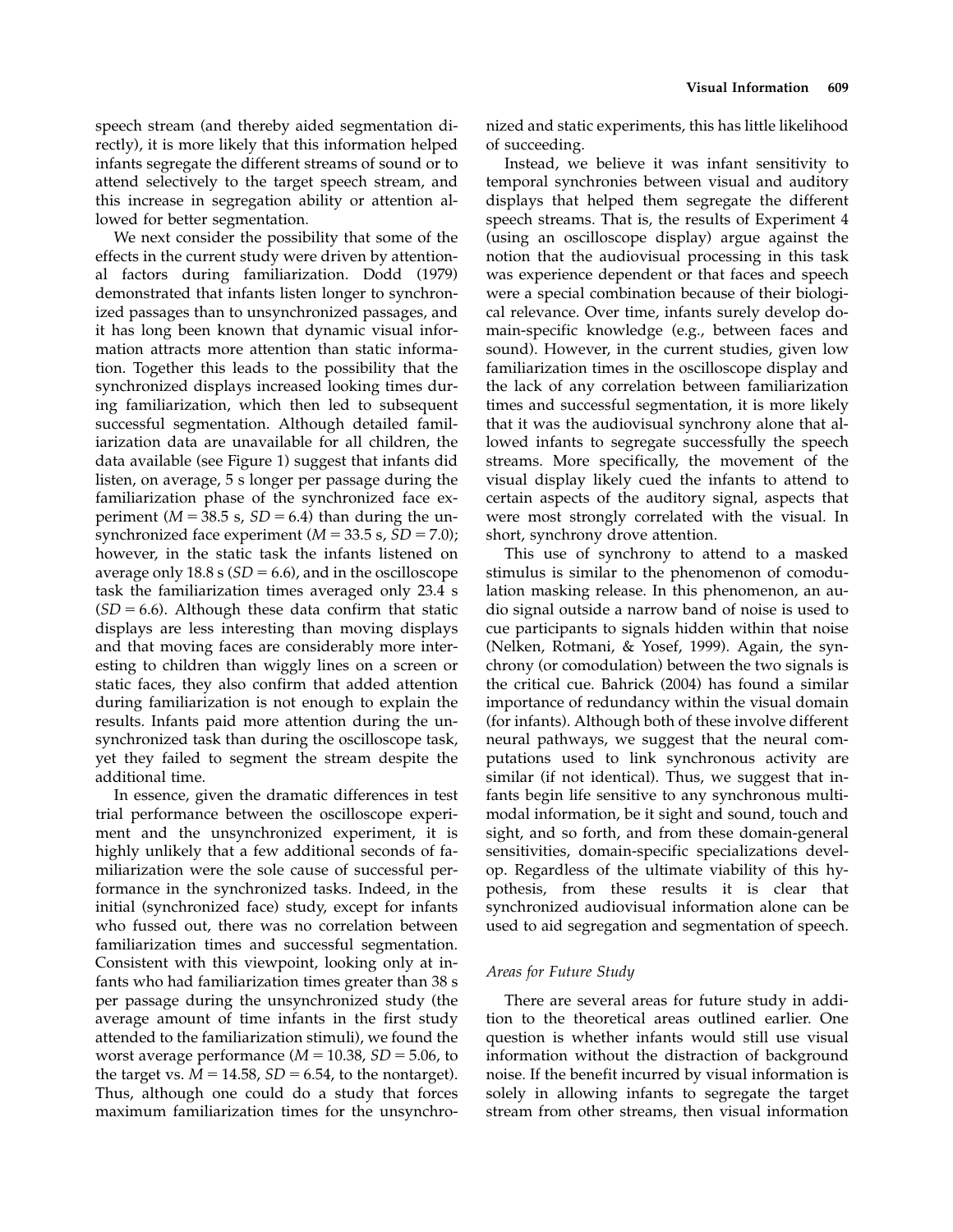speech stream (and thereby aided segmentation directly), it is more likely that this information helped infants segregate the different streams of sound or to attend selectively to the target speech stream, and this increase in segregation ability or attention allowed for better segmentation.

We next consider the possibility that some of the effects in the current study were driven by attentional factors during familiarization. Dodd (1979) demonstrated that infants listen longer to synchronized passages than to unsynchronized passages, and it has long been known that dynamic visual information attracts more attention than static information. Together this leads to the possibility that the synchronized displays increased looking times during familiarization, which then led to subsequent successful segmentation. Although detailed familiarization data are unavailable for all children, the data available (see Figure 1) suggest that infants did listen, on average, 5 s longer per passage during the familiarization phase of the synchronized face experiment ($M = 38.5$ s, $SD = 6.4$) than during the unsynchronized face experiment ($M = 33.5$ s, $SD = 7.0$); however, in the static task the infants listened on average only 18.8 s ($SD = 6.6$), and in the oscilloscope task the familiarization times averaged only 23.4 s ($SD = 6.6$). Although these data confirm that static displays are less interesting than moving displays and that moving faces are considerably more interesting to children than wiggly lines on a screen or static faces, they also confirm that added attention during familiarization is not enough to explain the results. Infants paid more attention during the unsynchronized task than during the oscilloscope task, yet they failed to segment the stream despite the additional time.

In essence, given the dramatic differences in test trial performance between the oscilloscope experiment and the unsynchronized experiment, it is highly unlikely that a few additional seconds of familiarization were the sole cause of successful performance in the synchronized tasks. Indeed, in the initial (synchronized face) study, except for infants who fussed out, there was no correlation between familiarization times and successful segmentation. Consistent with this viewpoint, looking only at infants who had familiarization times greater than 38 s per passage during the unsynchronized study (the average amount of time infants in the first study attended to the familiarization stimuli), we found the worst average performance ($M = 10.38$, $SD = 5.06$, to the target vs. $M = 14.58$, $SD = 6.54$, to the nontarget). Thus, although one could do a study that forces maximum familiarization times for the unsynchronized and static experiments, this has little likelihood of succeeding.

Instead, we believe it was infant sensitivity to temporal synchronies between visual and auditory displays that helped them segregate the different speech streams. That is, the results of Experiment 4 (using an oscilloscope display) argue against the notion that the audiovisual processing in this task was experience dependent or that faces and speech were a special combination because of their biological relevance. Over time, infants surely develop domain-specific knowledge (e.g., between faces and sound). However, in the current studies, given low familiarization times in the oscilloscope display and the lack of any correlation between familiarization times and successful segmentation, it is more likely that it was the audiovisual synchrony alone that allowed infants to segregate successfully the speech streams. More specifically, the movement of the visual display likely cued the infants to attend to certain aspects of the auditory signal, aspects that were most strongly correlated with the visual. In short, synchrony drove attention.

This use of synchrony to attend to a masked stimulus is similar to the phenomenon of comodulation masking release. In this phenomenon, an audio signal outside a narrow band of noise is used to cue participants to signals hidden within that noise (Nelken, Rotmani, & Yosef, 1999). Again, the synchrony (or comodulation) between the two signals is the critical cue. Bahrick (2004) has found a similar importance of redundancy within the visual domain (for infants). Although both of these involve different neural pathways, we suggest that the neural computations used to link synchronous activity are similar (if not identical). Thus, we suggest that infants begin life sensitive to any synchronous multimodal information, be it sight and sound, touch and sight, and so forth, and from these domain-general sensitivities, domain-specific specializations develop. Regardless of the ultimate viability of this hypothesis, from these results it is clear that synchronized audiovisual information alone can be used to aid segregation and segmentation of speech.

### *Areas for Future Study*

There are several areas for future study in addition to the theoretical areas outlined earlier. One question is whether infants would still use visual information without the distraction of background noise. If the benefit incurred by visual information is solely in allowing infants to segregate the target stream from other streams, then visual information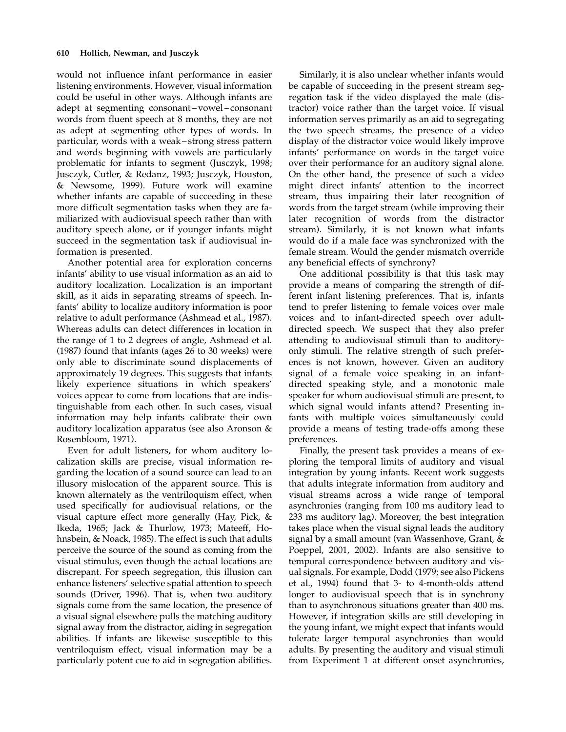would not influence infant performance in easier listening environments. However, visual information could be useful in other ways. Although infants are adept at segmenting consonant–vowel–consonant words from fluent speech at 8 months, they are not as adept at segmenting other types of words. In particular, words with a weak–strong stress pattern and words beginning with vowels are particularly problematic for infants to segment (Jusczyk, 1998; Jusczyk, Cutler, & Redanz, 1993; Jusczyk, Houston, & Newsome, 1999). Future work will examine whether infants are capable of succeeding in these more difficult segmentation tasks when they are familiarized with audiovisual speech rather than with auditory speech alone, or if younger infants might succeed in the segmentation task if audiovisual information is presented.

Another potential area for exploration concerns infants' ability to use visual information as an aid to auditory localization. Localization is an important skill, as it aids in separating streams of speech. Infants' ability to localize auditory information is poor relative to adult performance (Ashmead et al., 1987). Whereas adults can detect differences in location in the range of 1 to 2 degrees of angle, Ashmead et al. (1987) found that infants (ages 26 to 30 weeks) were only able to discriminate sound displacements of approximately 19 degrees. This suggests that infants likely experience situations in which speakers' voices appear to come from locations that are indistinguishable from each other. In such cases, visual information may help infants calibrate their own auditory localization apparatus (see also Aronson & Rosenbloom, 1971).

Even for adult listeners, for whom auditory localization skills are precise, visual information regarding the location of a sound source can lead to an illusory mislocation of the apparent source. This is known alternately as the ventriloquism effect, when used specifically for audiovisual relations, or the visual capture effect more generally (Hay, Pick, & Ikeda, 1965; Jack & Thurlow, 1973; Mateeff, Hohnsbein, & Noack, 1985). The effect is such that adults perceive the source of the sound as coming from the visual stimulus, even though the actual locations are discrepant. For speech segregation, this illusion can enhance listeners' selective spatial attention to speech sounds (Driver, 1996). That is, when two auditory signals come from the same location, the presence of a visual signal elsewhere pulls the matching auditory signal away from the distractor, aiding in segregation abilities. If infants are likewise susceptible to this ventriloquism effect, visual information may be a particularly potent cue to aid in segregation abilities.

Similarly, it is also unclear whether infants would be capable of succeeding in the present stream segregation task if the video displayed the male (distractor) voice rather than the target voice. If visual information serves primarily as an aid to segregating the two speech streams, the presence of a video display of the distractor voice would likely improve infants' performance on words in the target voice over their performance for an auditory signal alone. On the other hand, the presence of such a video might direct infants' attention to the incorrect stream, thus impairing their later recognition of words from the target stream (while improving their later recognition of words from the distractor stream). Similarly, it is not known what infants would do if a male face was synchronized with the female stream. Would the gender mismatch override any beneficial effects of synchrony?

One additional possibility is that this task may provide a means of comparing the strength of different infant listening preferences. That is, infants tend to prefer listening to female voices over male voices and to infant-directed speech over adult-directed speech. We suspect that they also prefer attending to audiovisual stimuli than to auditory-only stimuli. The relative strength of such preferences is not known, however. Given an auditory signal of a female voice speaking in an infant-directed speaking style, and a monotonic male speaker for whom audiovisual stimuli are present, to which signal would infants attend? Presenting infants with multiple voices simultaneously could provide a means of testing trade-offs among these preferences.

Finally, the present task provides a means of exploring the temporal limits of auditory and visual integration by young infants. Recent work suggests that adults integrate information from auditory and visual streams across a wide range of temporal asynchronies (ranging from 100 ms auditory lead to 233 ms auditory lag). Moreover, the best integration takes place when the visual signal leads the auditory signal by a small amount (van Wassenhove, Grant, & Poeppel, 2001, 2002). Infants are also sensitive to temporal correspondence between auditory and visual signals. For example, Dodd (1979; see also Pickens et al., 1994) found that 3- to 4-month-olds attend longer to audiovisual speech that is in synchrony than to asynchronous situations greater than 400 ms. However, if integration skills are still developing in the young infant, we might expect that infants would tolerate larger temporal asynchronies than would adults. By presenting the auditory and visual stimuli from Experiment 1 at different onset asynchronies,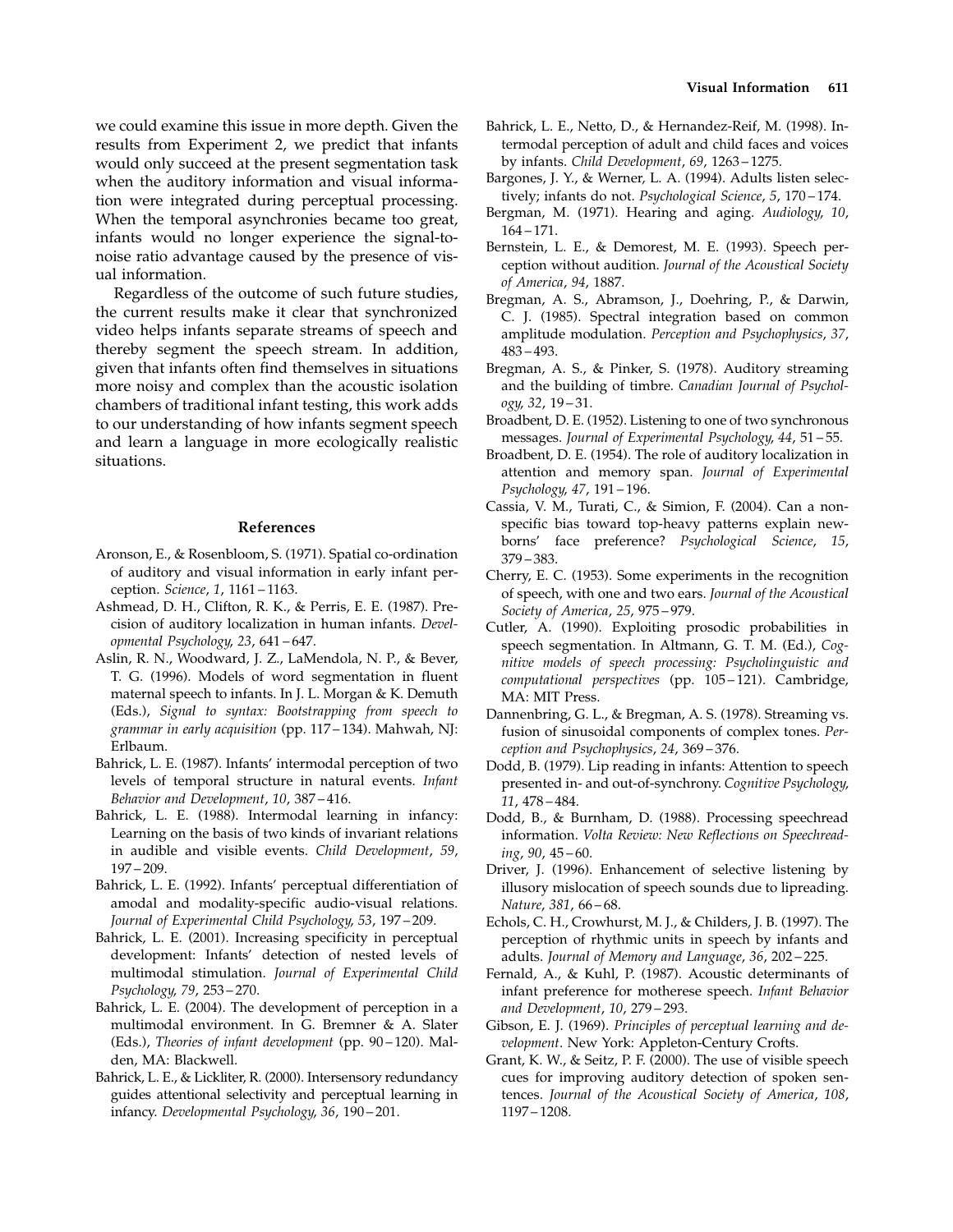we could examine this issue in more depth. Given the results from Experiment 2, we predict that infants would only succeed at the present segmentation task when the auditory information and visual information were integrated during perceptual processing. When the temporal asynchronies became too great, infants would no longer experience the signal-to-noise ratio advantage caused by the presence of visual information.

Regardless of the outcome of such future studies, the current results make it clear that synchronized video helps infants separate streams of speech and thereby segment the speech stream. In addition, given that infants often find themselves in situations more noisy and complex than the acoustic isolation chambers of traditional infant testing, this work adds to our understanding of how infants segment speech and learn a language in more ecologically realistic situations.

## References

Aronson, E., & Rosenbloom, S. (1971). Spatial co-ordination of auditory and visual information in early infant perception. *Science*, *1*, 1161–1163.

Ashmead, D. H., Clifton, R. K., & Perris, E. E. (1987). Precision of auditory localization in human infants. *Developmental Psychology*, *23*, 641–647.

Aslin, R. N., Woodward, J. Z., LaMendola, N. P., & Bever, T. G. (1996). Models of word segmentation in fluent maternal speech to infants. In J. L. Morgan & K. Demuth (Eds.), *Signal to syntax: Bootstrapping from speech to grammar in early acquisition* (pp. 117–134). Mahwah, NJ: Erlbaum.

Bahrick, L. E. (1987). Infants' intermodal perception of two levels of temporal structure in natural events. *Infant Behavior and Development*, *10*, 387–416.

Bahrick, L. E. (1988). Intermodal learning in infancy: Learning on the basis of two kinds of invariant relations in audible and visible events. *Child Development*, *59*, 197–209.

Bahrick, L. E. (1992). Infants' perceptual differentiation of amodal and modality-specific audio-visual relations. *Journal of Experimental Child Psychology*, *53*, 197–209.

Bahrick, L. E. (2001). Increasing specificity in perceptual development: Infants' detection of nested levels of multimodal stimulation. *Journal of Experimental Child Psychology*, *79*, 253–270.

Bahrick, L. E. (2004). The development of perception in a multimodal environment. In G. Bremner & A. Slater (Eds.), *Theories of infant development* (pp. 90–120). Malden, MA: Blackwell.

Bahrick, L. E., & Lickliter, R. (2000). Intersensory redundancy guides attentional selectivity and perceptual learning in infancy. *Developmental Psychology*, *36*, 190–201.

Bahrick, L. E., Netto, D., & Hernandez-Reif, M. (1998). Intermodal perception of adult and child faces and voices by infants. *Child Development*, *69*, 1263–1275.

Bargones, J. Y., & Werner, L. A. (1994). Adults listen selectively; infants do not. *Psychological Science*, *5*, 170–174.

Bergman, M. (1971). Hearing and aging. *Audiology*, *10*, 164–171.

Bernstein, L. E., & Demorest, M. E. (1993). Speech perception without audition. *Journal of the Acoustical Society of America*, *94*, 1887.

Bregman, A. S., Abramson, J., Doehring, P., & Darwin, C. J. (1985). Spectral integration based on common amplitude modulation. *Perception and Psychophysics*, *37*, 483–493.

Bregman, A. S., & Pinker, S. (1978). Auditory streaming and the building of timbre. *Canadian Journal of Psychology*, *32*, 19–31.

Broadbent, D. E. (1952). Listening to one of two synchronous messages. *Journal of Experimental Psychology*, *44*, 51–55.

Broadbent, D. E. (1954). The role of auditory localization in attention and memory span. *Journal of Experimental Psychology*, *47*, 191–196.

Cassia, V. M., Turati, C., & Simion, F. (2004). Can a non-specific bias toward top-heavy patterns explain newborns' face preference? *Psychological Science*, *15*, 379–383.

Cherry, E. C. (1953). Some experiments in the recognition of speech, with one and two ears. *Journal of the Acoustical Society of America*, *25*, 975–979.

Cutler, A. (1990). Exploiting prosodic probabilities in speech segmentation. In Altmann, G. T. M. (Ed.), *Cognitive models of speech processing: Psycholinguistic and computational perspectives* (pp. 105–121). Cambridge, MA: MIT Press.

Dannenbring, G. L., & Bregman, A. S. (1978). Streaming vs. fusion of sinusoidal components of complex tones. *Perception and Psychophysics*, *24*, 369–376.

Dodd, B. (1979). Lip reading in infants: Attention to speech presented in- and out-of-synchrony. *Cognitive Psychology*, *11*, 478–484.

Dodd, B., & Burnham, D. (1988). Processing speechread information. *Volta Review: New Reflections on Speechreading*, *90*, 45–60.

Driver, J. (1996). Enhancement of selective listening by illusory mislocation of speech sounds due to lipreading. *Nature*, *381*, 66–68.

Echols, C. H., Crowhurst, M. J., & Childers, J. B. (1997). The perception of rhythmic units in speech by infants and adults. *Journal of Memory and Language*, *36*, 202–225.

Fernald, A., & Kuhl, P. (1987). Acoustic determinants of infant preference for motherese speech. *Infant Behavior and Development*, *10*, 279–293.

Gibson, E. J. (1969). *Principles of perceptual learning and development*. New York: Appleton-Century Crofts.

Grant, K. W., & Seitz, P. F. (2000). The use of visible speech cues for improving auditory detection of spoken sentences. *Journal of the Acoustical Society of America*, *108*, 1197–1208.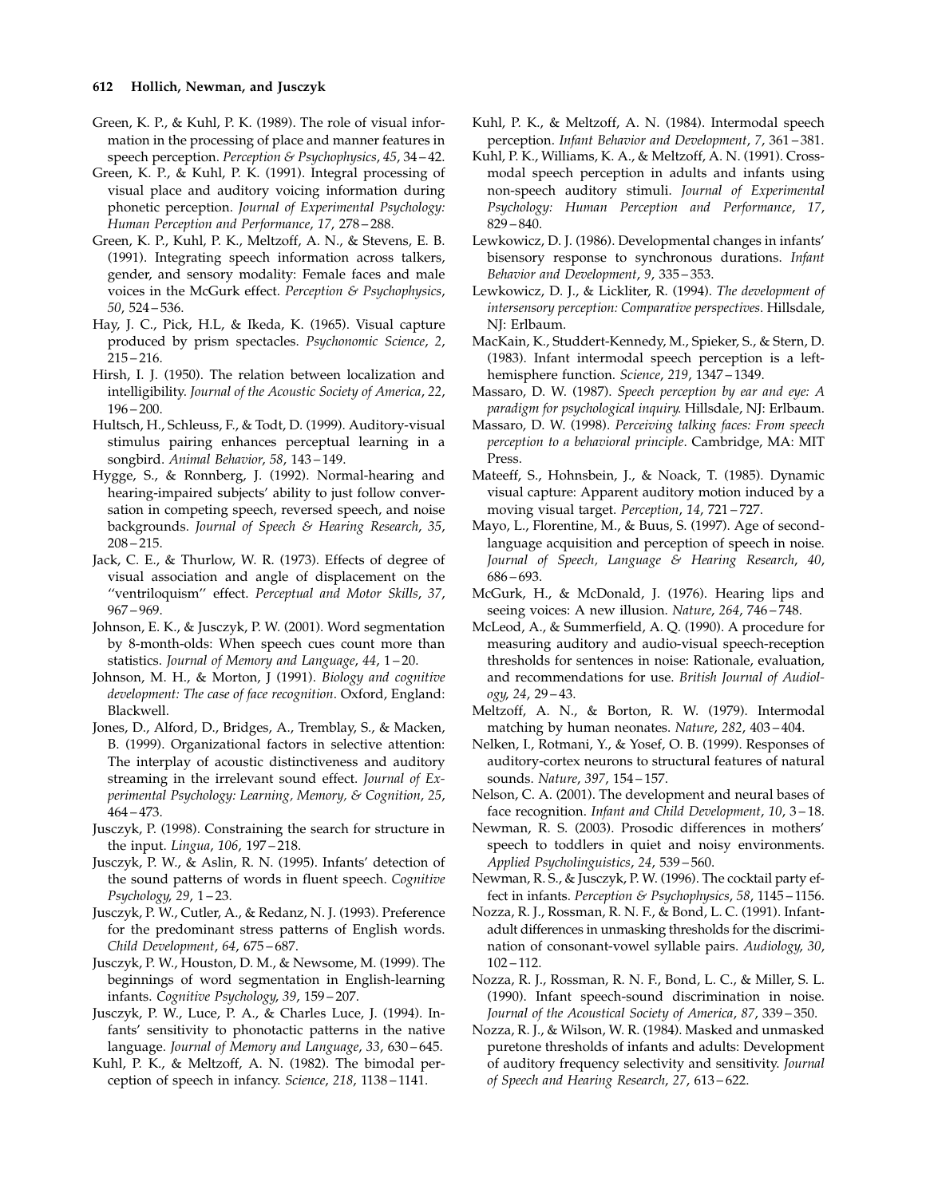Green, K. P., & Kuhl, P. K. (1989). The role of visual information in the processing of place and manner features in speech perception. *Perception & Psychophysics*, *45*, 34 – 42.

Green, K. P., & Kuhl, P. K. (1991). Integral processing of visual place and auditory voicing information during phonetic perception. *Journal of Experimental Psychology: Human Perception and Performance*, *17*, 278 – 288.

Green, K. P., Kuhl, P. K., Meltzoff, A. N., & Stevens, E. B. (1991). Integrating speech information across talkers, gender, and sensory modality: Female faces and male voices in the McGurk effect. *Perception & Psychophysics*, *50*, 524 – 536.

Hay, J. C., Pick, H.L, & Ikeda, K. (1965). Visual capture produced by prism spectacles. *Psychonomic Science*, *2*, 215 – 216.

Hirsh, I. J. (1950). The relation between localization and intelligibility. *Journal of the Acoustic Society of America*, *22*, 196 – 200.

Hultsch, H., Schleuss, F., & Todt, D. (1999). Auditory-visual stimulus pairing enhances perceptual learning in a songbird. *Animal Behavior*, *58*, 143 – 149.

Hygge, S., & Ronnberg, J. (1992). Normal-hearing and hearing-impaired subjects' ability to just follow conversation in competing speech, reversed speech, and noise backgrounds. *Journal of Speech & Hearing Research*, *35*, 208 – 215.

Jack, C. E., & Thurlow, W. R. (1973). Effects of degree of visual association and angle of displacement on the ''ventriloquism'' effect. *Perceptual and Motor Skills*, *37*, 967 – 969.

Johnson, E. K., & Jusczyk, P. W. (2001). Word segmentation by 8-month-olds: When speech cues count more than statistics. *Journal of Memory and Language*, *44*, 1 – 20.

Johnson, M. H., & Morton, J (1991). *Biology and cognitive development: The case of face recognition*. Oxford, England: Blackwell.

Jones, D., Alford, D., Bridges, A., Tremblay, S., & Macken, B. (1999). Organizational factors in selective attention: The interplay of acoustic distinctiveness and auditory streaming in the irrelevant sound effect. *Journal of Experimental Psychology: Learning, Memory, & Cognition*, *25*, 464 – 473.

Jusczyk, P. (1998). Constraining the search for structure in the input. *Lingua*, *106*, 197 – 218.

Jusczyk, P. W., & Aslin, R. N. (1995). Infants' detection of the sound patterns of words in fluent speech. *Cognitive Psychology*, *29*, 1 – 23.

Jusczyk, P. W., Cutler, A., & Redanz, N. J. (1993). Preference for the predominant stress patterns of English words. *Child Development*, *64*, 675 – 687.

Jusczyk, P. W., Houston, D. M., & Newsome, M. (1999). The beginnings of word segmentation in English-learning infants. *Cognitive Psychology*, *39*, 159 – 207.

Jusczyk, P. W., Luce, P. A., & Charles Luce, J. (1994). Infants' sensitivity to phonotactic patterns in the native language. *Journal of Memory and Language*, *33*, 630 – 645.

Kuhl, P. K., & Meltzoff, A. N. (1982). The bimodal perception of speech in infancy. *Science*, *218*, 1138 – 1141.

Kuhl, P. K., & Meltzoff, A. N. (1984). Intermodal speech perception. *Infant Behavior and Development*, *7*, 361 – 381.

Kuhl, P. K., Williams, K. A., & Meltzoff, A. N. (1991). Cross-modal speech perception in adults and infants using non-speech auditory stimuli. *Journal of Experimental Psychology: Human Perception and Performance*, *17*, 829 – 840.

Lewkowicz, D. J. (1986). Developmental changes in infants' bisensory response to synchronous durations. *Infant Behavior and Development*, *9*, 335 – 353.

Lewkowicz, D. J., & Lickliter, R. (1994). *The development of intersensory perception: Comparative perspectives*. Hillsdale, NJ: Erlbaum.

MacKain, K., Studdert-Kennedy, M., Spieker, S., & Stern, D. (1983). Infant intermodal speech perception is a left-hemisphere function. *Science*, *219*, 1347 – 1349.

Massaro, D. W. (1987). *Speech perception by ear and eye: A paradigm for psychological inquiry*. Hillsdale, NJ: Erlbaum.

Massaro, D. W. (1998). *Perceiving talking faces: From speech perception to a behavioral principle*. Cambridge, MA: MIT Press.

Mateeff, S., Hohnsbein, J., & Noack, T. (1985). Dynamic visual capture: Apparent auditory motion induced by a moving visual target. *Perception*, *14*, 721 – 727.

Mayo, L., Florentine, M., & Buus, S. (1997). Age of second-language acquisition and perception of speech in noise. *Journal of Speech, Language & Hearing Research*, *40*, 686 – 693.

McGurk, H., & McDonald, J. (1976). Hearing lips and seeing voices: A new illusion. *Nature*, *264*, 746 – 748.

McLeod, A., & Summerfield, A. Q. (1990). A procedure for measuring auditory and audio-visual speech-reception thresholds for sentences in noise: Rationale, evaluation, and recommendations for use. *British Journal of Audiology*, *24*, 29 – 43.

Meltzoff, A. N., & Borton, R. W. (1979). Intermodal matching by human neonates. *Nature*, *282*, 403 – 404.

Nelken, I., Rotmani, Y., & Yosef, O. B. (1999). Responses of auditory-cortex neurons to structural features of natural sounds. *Nature*, *397*, 154 – 157.

Nelson, C. A. (2001). The development and neural bases of face recognition. *Infant and Child Development*, *10*, 3 – 18.

Newman, R. S. (2003). Prosodic differences in mothers' speech to toddlers in quiet and noisy environments. *Applied Psycholinguistics*, *24*, 539 – 560.

Newman, R. S., & Jusczyk, P. W. (1996). The cocktail party effect in infants. *Perception & Psychophysics*, *58*, 1145 – 1156.

Nozza, R. J., Rossman, R. N. F., & Bond, L. C. (1991). Infant-adult differences in unmasking thresholds for the discrimination of consonant-vowel syllable pairs. *Audiology*, *30*, 102 – 112.

Nozza, R. J., Rossman, R. N. F., Bond, L. C., & Miller, S. L. (1990). Infant speech-sound discrimination in noise. *Journal of the Acoustical Society of America*, *87*, 339 – 350.

Nozza, R. J., & Wilson, W. R. (1984). Masked and unmasked puretone thresholds of infants and adults: Development of auditory frequency selectivity and sensitivity. *Journal of Speech and Hearing Research*, *27*, 613 – 622.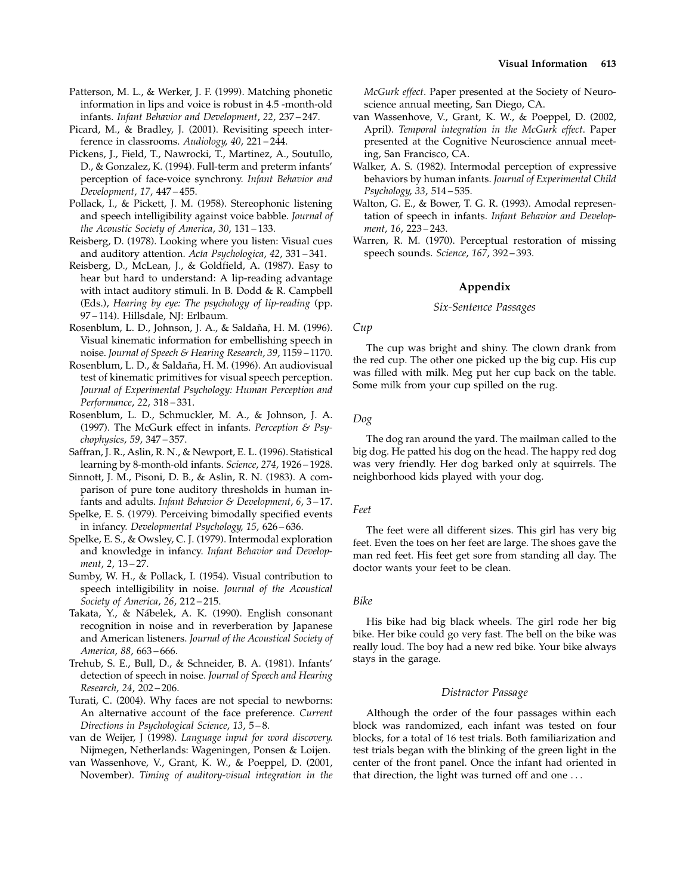Patterson, M. L., & Werker, J. F. (1999). Matching phonetic information in lips and voice is robust in 4.5 -month-old infants. *Infant Behavior and Development*, *22*, 237–247.

Picard, M., & Bradley, J. (2001). Revisiting speech interference in classrooms. *Audiology*, *40*, 221–244.

Pickens, J., Field, T., Nawrocki, T., Martinez, A., Soutullo, D., & Gonzalez, K. (1994). Full-term and preterm infants' perception of face-voice synchrony. *Infant Behavior and Development*, *17*, 447–455.

Pollack, I., & Pickett, J. M. (1958). Stereophonic listening and speech intelligibility against voice babble. *Journal of the Acoustic Society of America*, *30*, 131–133.

Reisberg, D. (1978). Looking where you listen: Visual cues and auditory attention. *Acta Psychologica*, *42*, 331–341.

Reisberg, D., McLean, J., & Goldfield, A. (1987). Easy to hear but hard to understand: A lip-reading advantage with intact auditory stimuli. In B. Dodd & R. Campbell (Eds.), *Hearing by eye: The psychology of lip-reading* (pp. 97–114). Hillsdale, NJ: Erlbaum.

Rosenblum, L. D., Johnson, J. A., & Saldaña, H. M. (1996). Visual kinematic information for embellishing speech in noise. *Journal of Speech & Hearing Research*, *39*, 1159–1170.

Rosenblum, L. D., & Saldaña, H. M. (1996). An audiovisual test of kinematic primitives for visual speech perception. *Journal of Experimental Psychology: Human Perception and Performance*, *22*, 318–331.

Rosenblum, L. D., Schmuckler, M. A., & Johnson, J. A. (1997). The McGurk effect in infants. *Perception & Psychophysics*, *59*, 347–357.

Saffran, J. R., Aslin, R. N., & Newport, E. L. (1996). Statistical learning by 8-month-old infants. *Science*, *274*, 1926–1928.

Sinnott, J. M., Pisoni, D. B., & Aslin, R. N. (1983). A comparison of pure tone auditory thresholds in human infants and adults. *Infant Behavior & Development*, *6*, 3–17.

Spelke, E. S. (1979). Perceiving bimodally specified events in infancy. *Developmental Psychology*, *15*, 626–636.

Spelke, E. S., & Owsley, C. J. (1979). Intermodal exploration and knowledge in infancy. *Infant Behavior and Development*, *2*, 13–27.

Sumby, W. H., & Pollack, I. (1954). Visual contribution to speech intelligibility in noise. *Journal of the Acoustical Society of America*, *26*, 212–215.

Takata, Y., & Nábelek, A. K. (1990). English consonant recognition in noise and in reverberation by Japanese and American listeners. *Journal of the Acoustical Society of America*, *88*, 663–666.

Trehub, S. E., Bull, D., & Schneider, B. A. (1981). Infants' detection of speech in noise. *Journal of Speech and Hearing Research*, *24*, 202–206.

Turati, C. (2004). Why faces are not special to newborns: An alternative account of the face preference. *Current Directions in Psychological Science*, *13*, 5–8.

van de Weijer, J (1998). *Language input for word discovery.* Nijmegen, Netherlands: Wageningen, Ponsen & Loijen.

van Wassenhove, V., Grant, K. W., & Poeppel, D. (2001, November). *Timing of auditory-visual integration in the McGurk effect*. Paper presented at the Society of Neuroscience annual meeting, San Diego, CA.

van Wassenhove, V., Grant, K. W., & Poeppel, D. (2002, April). *Temporal integration in the McGurk effect*. Paper presented at the Cognitive Neuroscience annual meeting, San Francisco, CA.

Walker, A. S. (1982). Intermodal perception of expressive behaviors by human infants. *Journal of Experimental Child Psychology*, *33*, 514–535.

Walton, G. E., & Bower, T. G. R. (1993). Amodal representation of speech in infants. *Infant Behavior and Development*, *16*, 223–243.

Warren, R. M. (1970). Perceptual restoration of missing speech sounds. *Science*, *167*, 392–393.

## Appendix

### *Six-Sentence Passages*

*Cup*

The cup was bright and shiny. The clown drank from the red cup. The other one picked up the big cup. His cup was filled with milk. Meg put her cup back on the table. Some milk from your cup spilled on the rug.

*Dog*

The dog ran around the yard. The mailman called to the big dog. He patted his dog on the head. The happy red dog was very friendly. Her dog barked only at squirrels. The neighborhood kids played with your dog.

*Feet*

The feet were all different sizes. This girl has very big feet. Even the toes on her feet are large. The shoes gave the man red feet. His feet get sore from standing all day. The doctor wants your feet to be clean.

*Bike*

His bike had big black wheels. The girl rode her big bike. Her bike could go very fast. The bell on the bike was really loud. The boy had a new red bike. Your bike always stays in the garage.

### *Distractor Passage*

Although the order of the four passages within each block was randomized, each infant was tested on four blocks, for a total of 16 test trials. Both familiarization and test trials began with the blinking of the green light in the center of the front panel. Once the infant had oriented in that direction, the light was turned off and one . . .